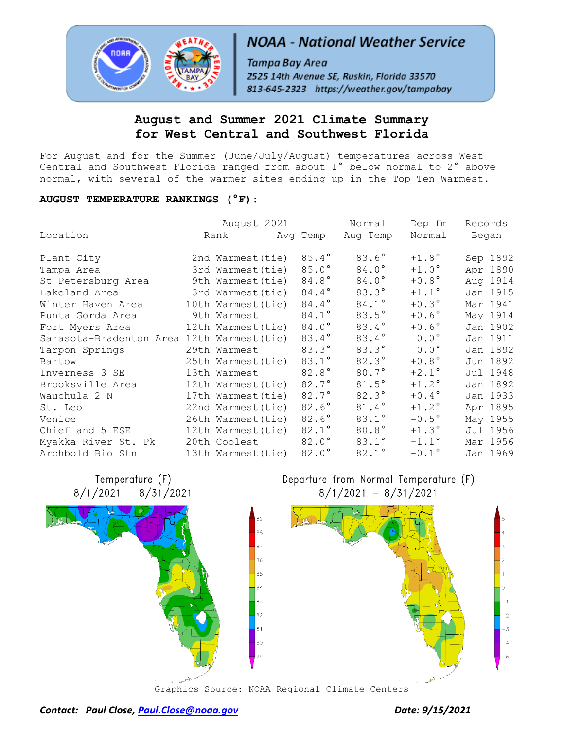NOAA - National Weather Service

*Tampa Bay Area*
*2525 14th Avenue SE, Ruskin, Florida 33570*
*813-645-2323 https://weather.gov/tampabay*

# August and Summer 2021 Climate Summary for West Central and Southwest Florida

For August and for the Summer (June/July/August) temperatures across West Central and Southwest Florida ranged from about 1° below normal to 2° above normal, with several of the warmer sites ending up in the Top Ten Warmest.

**AUGUST TEMPERATURE RANKINGS (°F):**

| Location | August 2021 Rank | August 2021 Avg Temp | Normal Aug Temp | Dep fm Normal | Records Began |
|---|---|---|---|---|---|
| Plant City | 2nd Warmest(tie) | 85.4° | 83.6° | +1.8° | Sep 1892 |
| Tampa Area | 3rd Warmest(tie) | 85.0° | 84.0° | +1.0° | Apr 1890 |
| St Petersburg Area | 9th Warmest(tie) | 84.8° | 84.0° | +0.8° | Aug 1914 |
| Lakeland Area | 3rd Warmest(tie) | 84.4° | 83.3° | +1.1° | Jan 1915 |
| Winter Haven Area | 10th Warmest(tie) | 84.4° | 84.1° | +0.3° | Mar 1941 |
| Punta Gorda Area | 9th Warmest | 84.1° | 83.5° | +0.6° | May 1914 |
| Fort Myers Area | 12th Warmest(tie) | 84.0° | 83.4° | +0.6° | Jan 1902 |
| Sarasota-Bradenton Area | 12th Warmest(tie) | 83.4° | 83.4° | 0.0° | Jan 1911 |
| Tarpon Springs | 29th Warmest | 83.3° | 83.3° | 0.0° | Jan 1892 |
| Bartow | 25th Warmest(tie) | 83.1° | 82.3° | +0.8° | Jun 1892 |
| Inverness 3 SE | 13th Warmest | 82.8° | 80.7° | +2.1° | Jul 1948 |
| Brooksville Area | 12th Warmest(tie) | 82.7° | 81.5° | +1.2° | Jan 1892 |
| Wauchula 2 N | 17th Warmest(tie) | 82.7° | 82.3° | +0.4° | Jan 1933 |
| St. Leo | 22nd Warmest(tie) | 82.6° | 81.4° | +1.2° | Apr 1895 |
| Venice | 26th Warmest(tie) | 82.6° | 83.1° | -0.5° | May 1955 |
| Chiefland 5 ESE | 12th Warmest(tie) | 82.1° | 80.8° | +1.3° | Jul 1956 |
| Myakka River St. Pk | 20th Coolest | 82.0° | 83.1° | -1.1° | Mar 1956 |
| Archbold Bio Stn | 13th Warmest(tie) | 82.0° | 82.1° | -0.1° | Jan 1969 |

Temperature (F) 8/1/2021 – 8/31/2021

Departure from Normal Temperature (F) 8/1/2021 – 8/31/2021

Graphics Source: NOAA Regional Climate Centers

*Contact: Paul Close, Paul.Close@noaa.gov* *Date: 9/15/2021*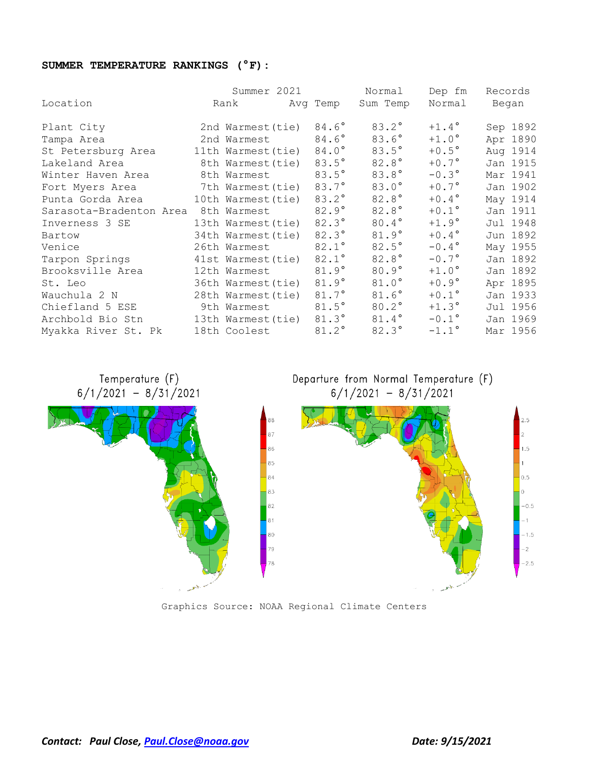**SUMMER TEMPERATURE RANKINGS (°F):**

| Location | Summer 2021 Rank | Avg Temp | Normal Sum Temp | Dep fm Normal | Records Began |
|---|---|---|---|---|---|
| Plant City | 2nd Warmest (tie) | 84.6° | 83.2° | +1.4° | Sep 1892 |
| Tampa Area | 2nd Warmest | 84.6° | 83.6° | +1.0° | Apr 1890 |
| St Petersburg Area | 11th Warmest (tie) | 84.0° | 83.5° | +0.5° | Aug 1914 |
| Lakeland Area | 8th Warmest (tie) | 83.5° | 82.8° | +0.7° | Jan 1915 |
| Winter Haven Area | 8th Warmest | 83.5° | 83.8° | -0.3° | Mar 1941 |
| Fort Myers Area | 7th Warmest (tie) | 83.7° | 83.0° | +0.7° | Jan 1902 |
| Punta Gorda Area | 10th Warmest (tie) | 83.2° | 82.8° | +0.4° | May 1914 |
| Sarasota-Bradenton Area | 8th Warmest | 82.9° | 82.8° | +0.1° | Jan 1911 |
| Inverness 3 SE | 13th Warmest (tie) | 82.3° | 80.4° | +1.9° | Jul 1948 |
| Bartow | 34th Warmest (tie) | 82.3° | 81.9° | +0.4° | Jun 1892 |
| Venice | 26th Warmest | 82.1° | 82.5° | -0.4° | May 1955 |
| Tarpon Springs | 41st Warmest (tie) | 82.1° | 82.8° | -0.7° | Jan 1892 |
| Brooksville Area | 12th Warmest | 81.9° | 80.9° | +1.0° | Jan 1892 |
| St. Leo | 36th Warmest (tie) | 81.9° | 81.0° | +0.9° | Apr 1895 |
| Wauchula 2 N | 28th Warmest (tie) | 81.7° | 81.6° | +0.1° | Jan 1933 |
| Chiefland 5 ESE | 9th Warmest | 81.5° | 80.2° | +1.3° | Jul 1956 |
| Archbold Bio Stn | 13th Warmest (tie) | 81.3° | 81.4° | -0.1° | Jan 1969 |
| Myakka River St. Pk | 18th Coolest | 81.2° | 82.3° | -1.1° | Mar 1956 |

Temperature (F) 6/1/2021 – 8/31/2021

Departure from Normal Temperature (F) 6/1/2021 – 8/31/2021

Graphics Source: NOAA Regional Climate Centers

***Contact: Paul Close, Paul.Close@noaa.gov*** ***Date: 9/15/2021***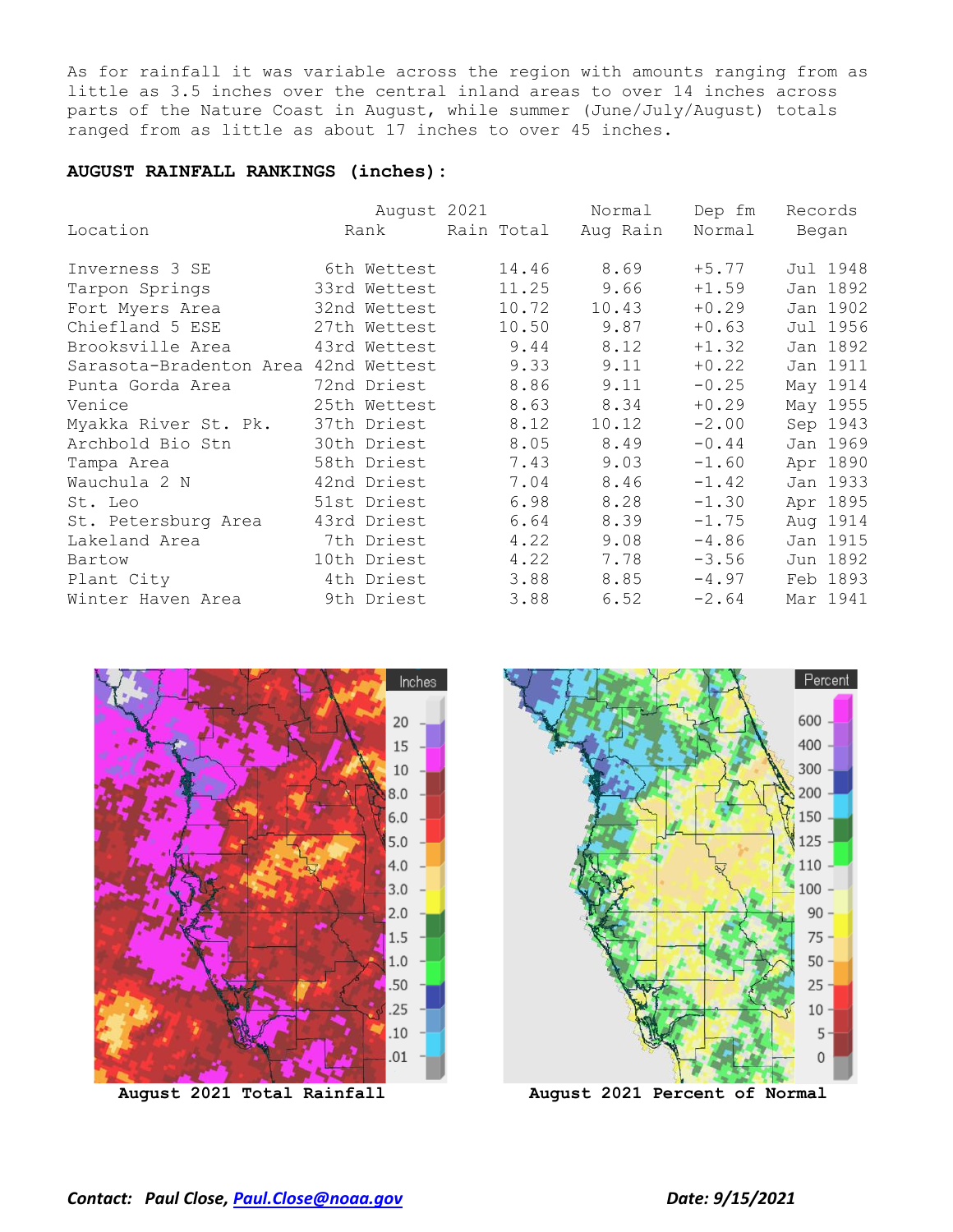As for rainfall it was variable across the region with amounts ranging from as little as 3.5 inches over the central inland areas to over 14 inches across parts of the Nature Coast in August, while summer (June/July/August) totals ranged from as little as about 17 inches to over 45 inches.

**AUGUST RAINFALL RANKINGS (inches):**

| Location | August 2021 Rank | Rain Total | Normal Aug Rain | Dep fm Normal | Records Began |
|---|---|---|---|---|---|
| Inverness 3 SE | 6th Wettest | 14.46 | 8.69 | +5.77 | Jul 1948 |
| Tarpon Springs | 33rd Wettest | 11.25 | 9.66 | +1.59 | Jan 1892 |
| Fort Myers Area | 32nd Wettest | 10.72 | 10.43 | +0.29 | Jan 1902 |
| Chiefland 5 ESE | 27th Wettest | 10.50 | 9.87 | +0.63 | Jul 1956 |
| Brooksville Area | 43rd Wettest | 9.44 | 8.12 | +1.32 | Jan 1892 |
| Sarasota-Bradenton Area | 42nd Wettest | 9.33 | 9.11 | +0.22 | Jan 1911 |
| Punta Gorda Area | 72nd Driest | 8.86 | 9.11 | -0.25 | May 1914 |
| Venice | 25th Wettest | 8.63 | 8.34 | +0.29 | May 1955 |
| Myakka River St. Pk. | 37th Driest | 8.12 | 10.12 | -2.00 | Sep 1943 |
| Archbold Bio Stn | 30th Driest | 8.05 | 8.49 | -0.44 | Jan 1969 |
| Tampa Area | 58th Driest | 7.43 | 9.03 | -1.60 | Apr 1890 |
| Wauchula 2 N | 42nd Driest | 7.04 | 8.46 | -1.42 | Jan 1933 |
| St. Leo | 51st Driest | 6.98 | 8.28 | -1.30 | Apr 1895 |
| St. Petersburg Area | 43rd Driest | 6.64 | 8.39 | -1.75 | Aug 1914 |
| Lakeland Area | 7th Driest | 4.22 | 9.08 | -4.86 | Jan 1915 |
| Bartow | 10th Driest | 4.22 | 7.78 | -3.56 | Jun 1892 |
| Plant City | 4th Driest | 3.88 | 8.85 | -4.97 | Feb 1893 |
| Winter Haven Area | 9th Driest | 3.88 | 6.52 | -2.64 | Mar 1941 |

**August 2021 Total Rainfall**

**August 2021 Percent of Normal**

*Contact: Paul Close, Paul.Close@noaa.gov* *Date: 9/15/2021*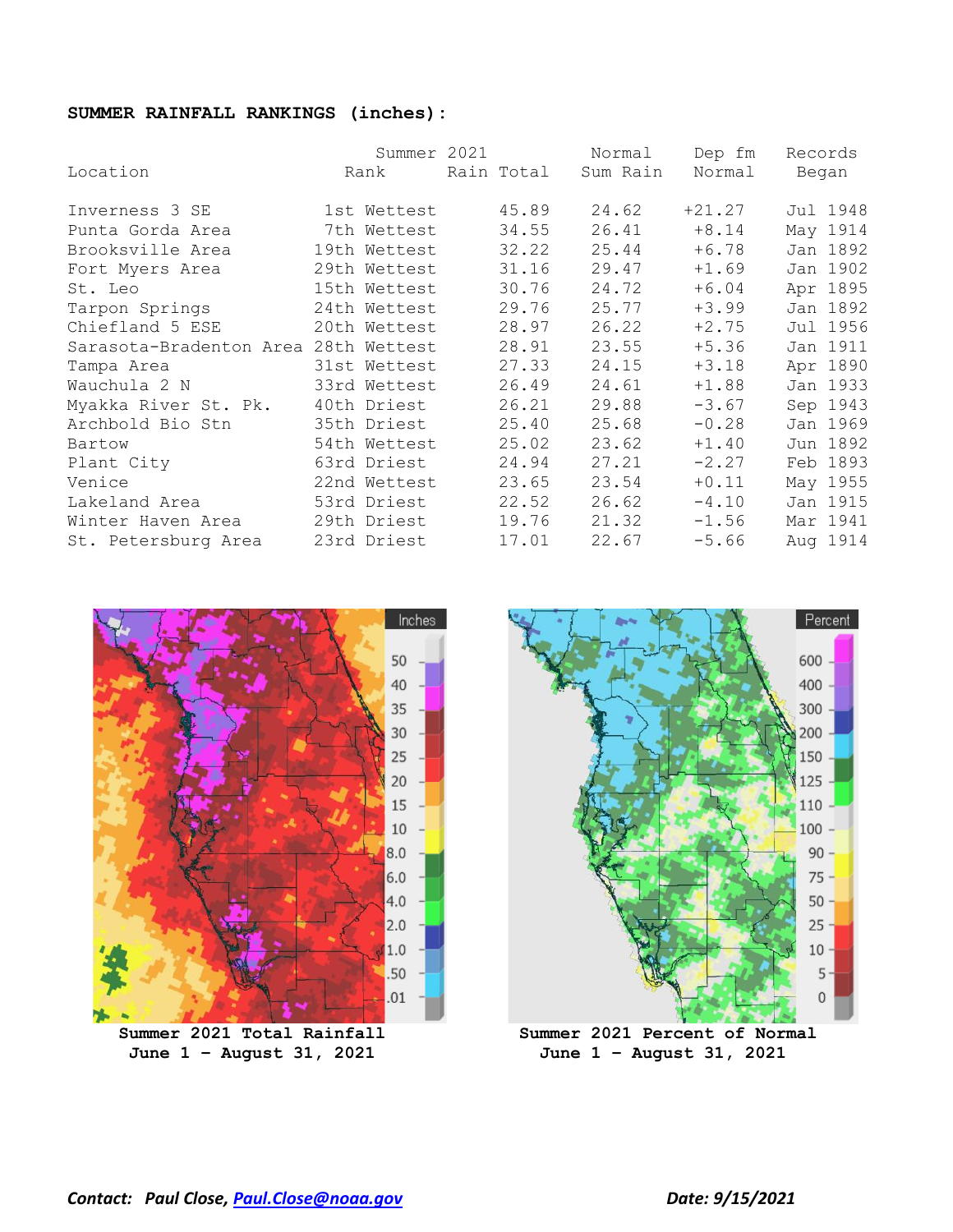**SUMMER RAINFALL RANKINGS (inches):**

| Location | Summer 2021 Rank | Rain Total | Normal Sum Rain | Dep fm Normal | Records Began |
|---|---|---|---|---|---|
| Inverness 3 SE | 1st Wettest | 45.89 | 24.62 | +21.27 | Jul 1948 |
| Punta Gorda Area | 7th Wettest | 34.55 | 26.41 | +8.14 | May 1914 |
| Brooksville Area | 19th Wettest | 32.22 | 25.44 | +6.78 | Jan 1892 |
| Fort Myers Area | 29th Wettest | 31.16 | 29.47 | +1.69 | Jan 1902 |
| St. Leo | 15th Wettest | 30.76 | 24.72 | +6.04 | Apr 1895 |
| Tarpon Springs | 24th Wettest | 29.76 | 25.77 | +3.99 | Jan 1892 |
| Chiefland 5 ESE | 20th Wettest | 28.97 | 26.22 | +2.75 | Jul 1956 |
| Sarasota-Bradenton Area | 28th Wettest | 28.91 | 23.55 | +5.36 | Jan 1911 |
| Tampa Area | 31st Wettest | 27.33 | 24.15 | +3.18 | Apr 1890 |
| Wauchula 2 N | 33rd Wettest | 26.49 | 24.61 | +1.88 | Jan 1933 |
| Myakka River St. Pk. | 40th Driest | 26.21 | 29.88 | -3.67 | Sep 1943 |
| Archbold Bio Stn | 35th Driest | 25.40 | 25.68 | -0.28 | Jan 1969 |
| Bartow | 54th Wettest | 25.02 | 23.62 | +1.40 | Jun 1892 |
| Plant City | 63rd Driest | 24.94 | 27.21 | -2.27 | Feb 1893 |
| Venice | 22nd Wettest | 23.65 | 23.54 | +0.11 | May 1955 |
| Lakeland Area | 53rd Driest | 22.52 | 26.62 | -4.10 | Jan 1915 |
| Winter Haven Area | 29th Driest | 19.76 | 21.32 | -1.56 | Mar 1941 |
| St. Petersburg Area | 23rd Driest | 17.01 | 22.67 | -5.66 | Aug 1914 |

**Summer 2021 Total Rainfall**
**June 1 – August 31, 2021**

**Summer 2021 Percent of Normal**
**June 1 – August 31, 2021**

***Contact: Paul Close, [Paul.Close@noaa.gov](mailto:Paul.Close@noaa.gov)***

***Date: 9/15/2021***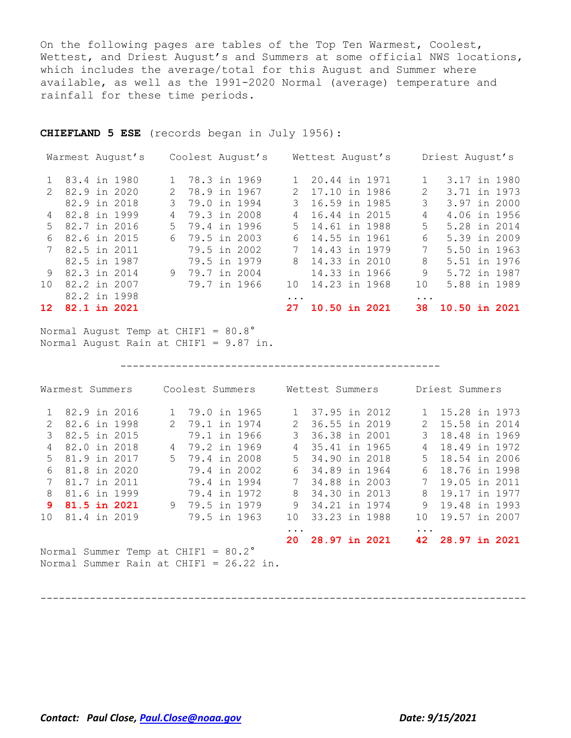On the following pages are tables of the Top Ten Warmest, Coolest, Wettest, and Driest August's and Summers at some official NWS locations, which includes the average/total for this August and Summer where available, as well as the 1991-2020 Normal (average) temperature and rainfall for these time periods.

**CHIEFLAND 5 ESE** (records began in July 1956):

| Rank | Warmest August's | Rank | Coolest August's | Rank | Wettest August's | Rank | Driest August's |
|---|---|---|---|---|---|---|---|
| 1 | 83.4 in 1980 | 1 | 78.3 in 1969 | 1 | 20.44 in 1971 | 1 | 3.17 in 1980 |
| 2 | 82.9 in 2020 | 2 | 78.9 in 1967 | 2 | 17.10 in 1986 | 2 | 3.71 in 1973 |
| | 82.9 in 2018 | 3 | 79.0 in 1994 | 3 | 16.59 in 1985 | 3 | 3.97 in 2000 |
| 4 | 82.8 in 1999 | 4 | 79.3 in 2008 | 4 | 16.44 in 2015 | 4 | 4.06 in 1956 |
| 5 | 82.7 in 2016 | 5 | 79.4 in 1996 | 5 | 14.61 in 1988 | 5 | 5.28 in 2014 |
| 6 | 82.6 in 2015 | 6 | 79.5 in 2003 | 6 | 14.55 in 1961 | 6 | 5.39 in 2009 |
| 7 | 82.5 in 2011 | | 79.5 in 2002 | 7 | 14.43 in 1979 | 7 | 5.50 in 1963 |
| | 82.5 in 1987 | | 79.5 in 1979 | 8 | 14.33 in 2010 | 8 | 5.51 in 1976 |
| 9 | 82.3 in 2014 | 9 | 79.7 in 2004 | | 14.33 in 1966 | 9 | 5.72 in 1987 |
| 10 | 82.2 in 2007 | | 79.7 in 1966 | 10 | 14.23 in 1968 | 10 | 5.88 in 1989 |
| | 82.2 in 1998 | | | ... | | ... | |
| **12** | **82.1 in 2021** | | | **27** | **10.50 in 2021** | **38** | **10.50 in 2021** |

Normal August Temp at CHIF1 = 80.8°
Normal August Rain at CHIF1 = 9.87 in.

---

| Rank | Warmest Summers | Rank | Coolest Summers | Rank | Wettest Summers | Rank | Driest Summers |
|---|---|---|---|---|---|---|---|
| 1 | 82.9 in 2016 | 1 | 79.0 in 1965 | 1 | 37.95 in 2012 | 1 | 15.28 in 1973 |
| 2 | 82.6 in 1998 | 2 | 79.1 in 1974 | 2 | 36.55 in 2019 | 2 | 15.58 in 2014 |
| 3 | 82.5 in 2015 | | 79.1 in 1966 | 3 | 36.38 in 2001 | 3 | 18.48 in 1969 |
| 4 | 82.0 in 2018 | 4 | 79.2 in 1969 | 4 | 35.41 in 1965 | 4 | 18.49 in 1972 |
| 5 | 81.9 in 2017 | 5 | 79.4 in 2008 | 5 | 34.90 in 2018 | 5 | 18.54 in 2006 |
| 6 | 81.8 in 2020 | | 79.4 in 2002 | 6 | 34.89 in 1964 | 6 | 18.76 in 1998 |
| 7 | 81.7 in 2011 | | 79.4 in 1994 | 7 | 34.88 in 2003 | 7 | 19.05 in 2011 |
| 8 | 81.6 in 1999 | | 79.4 in 1972 | 8 | 34.30 in 2013 | 8 | 19.17 in 1977 |
| **9** | **81.5 in 2021** | 9 | 79.5 in 1979 | 9 | 34.21 in 1974 | 9 | 19.48 in 1993 |
| 10 | 81.4 in 2019 | | 79.5 in 1963 | 10 | 33.23 in 1988 | 10 | 19.57 in 2007 |
| | | | | ... | | ... | |
| | | | | **20** | **28.97 in 2021** | **42** | **28.97 in 2021** |

Normal Summer Temp at CHIF1 = 80.2°
Normal Summer Rain at CHIF1 = 26.22 in.

---

***Contact: Paul Close, [Paul.Close@noaa.gov](mailto:Paul.Close@noaa.gov)*** ***Date: 9/15/2021***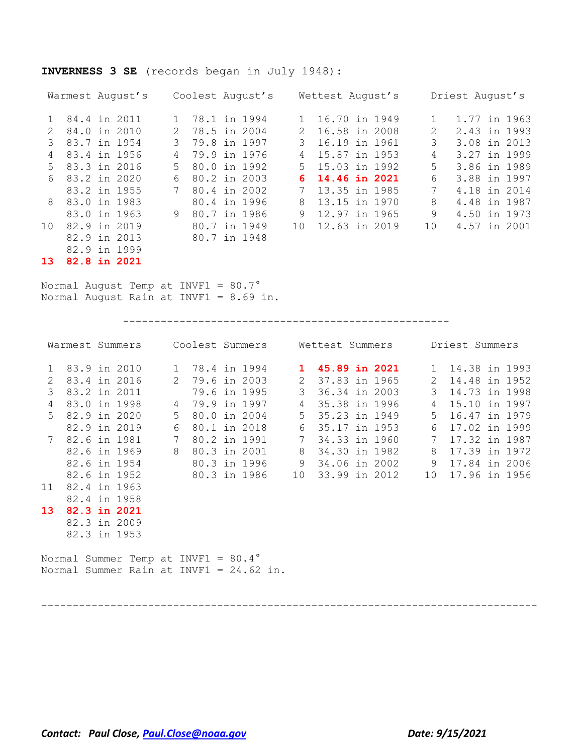**INVERNESS 3 SE** (records began in July 1948):

| Warmest August's | | Coolest August's | | Wettest August's | | Driest August's | |
|---|---|---|---|---|---|---|---|
| 1 | 84.4 in 2011 | 1 | 78.1 in 1994 | 1 | 16.70 in 1949 | 1 | 1.77 in 1963 |
| 2 | 84.0 in 2010 | 2 | 78.5 in 2004 | 2 | 16.58 in 2008 | 2 | 2.43 in 1993 |
| 3 | 83.7 in 1954 | 3 | 79.8 in 1997 | 3 | 16.19 in 1961 | 3 | 3.08 in 2013 |
| 4 | 83.4 in 1956 | 4 | 79.9 in 1976 | 4 | 15.87 in 1953 | 4 | 3.27 in 1999 |
| 5 | 83.3 in 2016 | 5 | 80.0 in 1992 | 5 | 15.03 in 1992 | 5 | 3.86 in 1989 |
| 6 | 83.2 in 2020 | 6 | 80.2 in 2003 | **6** | **14.46 in 2021** | 6 | 3.88 in 1997 |
| | 83.2 in 1955 | 7 | 80.4 in 2002 | 7 | 13.35 in 1985 | 7 | 4.18 in 2014 |
| 8 | 83.0 in 1983 | | 80.4 in 1996 | 8 | 13.15 in 1970 | 8 | 4.48 in 1987 |
| | 83.0 in 1963 | 9 | 80.7 in 1986 | 9 | 12.97 in 1965 | 9 | 4.50 in 1973 |
| 10 | 82.9 in 2019 | | 80.7 in 1949 | 10 | 12.63 in 2019 | 10 | 4.57 in 2001 |
| | 82.9 in 2013 | | 80.7 in 1948 | | | | |
| | 82.9 in 1999 | | | | | | |
| **13** | **82.8 in 2021** | | | | | | |

Normal August Temp at INVF1 = 80.7°
Normal August Rain at INVF1 = 8.69 in.

---

| Warmest Summers | | Coolest Summers | | Wettest Summers | | Driest Summers | |
|---|---|---|---|---|---|---|---|
| 1 | 83.9 in 2010 | 1 | 78.4 in 1994 | **1** | **45.89 in 2021** | 1 | 14.38 in 1993 |
| 2 | 83.4 in 2016 | 2 | 79.6 in 2003 | 2 | 37.83 in 1965 | 2 | 14.48 in 1952 |
| 3 | 83.2 in 2011 | | 79.6 in 1995 | 3 | 36.34 in 2003 | 3 | 14.73 in 1998 |
| 4 | 83.0 in 1998 | 4 | 79.9 in 1997 | 4 | 35.38 in 1996 | 4 | 15.10 in 1997 |
| 5 | 82.9 in 2020 | 5 | 80.0 in 2004 | 5 | 35.23 in 1949 | 5 | 16.47 in 1979 |
| | 82.9 in 2019 | 6 | 80.1 in 2018 | 6 | 35.17 in 1953 | 6 | 17.02 in 1999 |
| 7 | 82.6 in 1981 | 7 | 80.2 in 1991 | 7 | 34.33 in 1960 | 7 | 17.32 in 1987 |
| | 82.6 in 1969 | 8 | 80.3 in 2001 | 8 | 34.30 in 1982 | 8 | 17.39 in 1972 |
| | 82.6 in 1954 | | 80.3 in 1996 | 9 | 34.06 in 2002 | 9 | 17.84 in 2006 |
| | 82.6 in 1952 | | 80.3 in 1986 | 10 | 33.99 in 2012 | 10 | 17.96 in 1956 |
| 11 | 82.4 in 1963 | | | | | | |
| | 82.4 in 1958 | | | | | | |
| **13** | **82.3 in 2021** | | | | | | |
| | 82.3 in 2009 | | | | | | |
| | 82.3 in 1953 | | | | | | |

Normal Summer Temp at INVF1 = 80.4°
Normal Summer Rain at INVF1 = 24.62 in.

---

***Contact: Paul Close, [Paul.Close@noaa.gov](mailto:Paul.Close@noaa.gov)*** ***Date: 9/15/2021***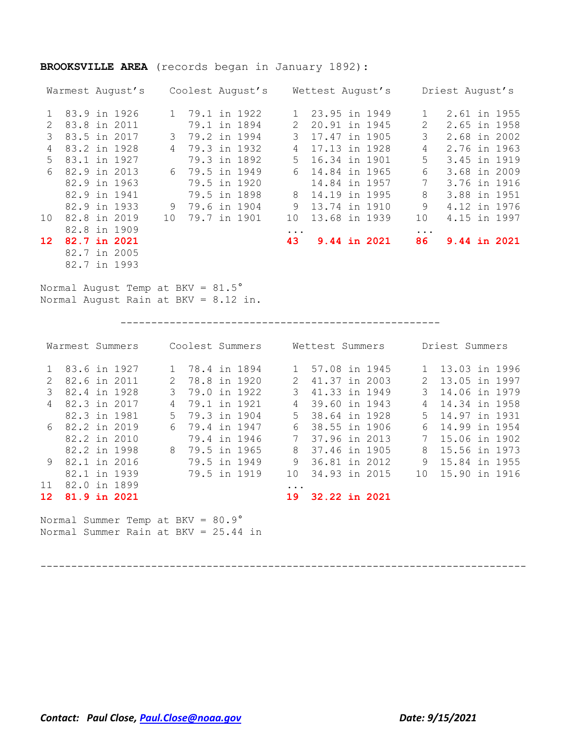**BROOKSVILLE AREA** (records began in January 1892):

| Warmest August's | | Coolest August's | | Wettest August's | | Driest August's | |
|---|---|---|---|---|---|---|---|
| 1 | 83.9 in 1926 | 1 | 79.1 in 1922 | 1 | 23.95 in 1949 | 1 | 2.61 in 1955 |
| 2 | 83.8 in 2011 | | 79.1 in 1894 | 2 | 20.91 in 1945 | 2 | 2.65 in 1958 |
| 3 | 83.5 in 2017 | 3 | 79.2 in 1994 | 3 | 17.47 in 1905 | 3 | 2.68 in 2002 |
| 4 | 83.2 in 1928 | 4 | 79.3 in 1932 | 4 | 17.13 in 1928 | 4 | 2.76 in 1963 |
| 5 | 83.1 in 1927 | | 79.3 in 1892 | 5 | 16.34 in 1901 | 5 | 3.45 in 1919 |
| 6 | 82.9 in 2013 | 6 | 79.5 in 1949 | 6 | 14.84 in 1965 | 6 | 3.68 in 2009 |
| | 82.9 in 1963 | | 79.5 in 1920 | | 14.84 in 1957 | 7 | 3.76 in 1916 |
| | 82.9 in 1941 | | 79.5 in 1898 | 8 | 14.19 in 1995 | 8 | 3.88 in 1951 |
| | 82.9 in 1933 | 9 | 79.6 in 1904 | 9 | 13.74 in 1910 | 9 | 4.12 in 1976 |
| 10 | 82.8 in 2019 | 10 | 79.7 in 1901 | 10 | 13.68 in 1939 | 10 | 4.15 in 1997 |
| | 82.8 in 1909 | | | ... | | ... | |
| **12** | **82.7 in 2021** | | | **43** | **9.44 in 2021** | **86** | **9.44 in 2021** |
| | 82.7 in 2005 | | | | | | |
| | 82.7 in 1993 | | | | | | |

Normal August Temp at BKV = 81.5°
Normal August Rain at BKV = 8.12 in.

---

| Warmest Summers | | Coolest Summers | | Wettest Summers | | Driest Summers | |
|---|---|---|---|---|---|---|---|
| 1 | 83.6 in 1927 | 1 | 78.4 in 1894 | 1 | 57.08 in 1945 | 1 | 13.03 in 1996 |
| 2 | 82.6 in 2011 | 2 | 78.8 in 1920 | 2 | 41.37 in 2003 | 2 | 13.05 in 1997 |
| 3 | 82.4 in 1928 | 3 | 79.0 in 1922 | 3 | 41.33 in 1949 | 3 | 14.06 in 1979 |
| 4 | 82.3 in 2017 | 4 | 79.1 in 1921 | 4 | 39.60 in 1943 | 4 | 14.34 in 1958 |
| | 82.3 in 1981 | 5 | 79.3 in 1904 | 5 | 38.64 in 1928 | 5 | 14.97 in 1931 |
| 6 | 82.2 in 2019 | 6 | 79.4 in 1947 | 6 | 38.55 in 1906 | 6 | 14.99 in 1954 |
| | 82.2 in 2010 | | 79.4 in 1946 | 7 | 37.96 in 2013 | 7 | 15.06 in 1902 |
| | 82.2 in 1998 | 8 | 79.5 in 1965 | 8 | 37.46 in 1905 | 8 | 15.56 in 1973 |
| 9 | 82.1 in 2016 | | 79.5 in 1949 | 9 | 36.81 in 2012 | 9 | 15.84 in 1955 |
| | 82.1 in 1939 | | 79.5 in 1919 | 10 | 34.93 in 2015 | 10 | 15.90 in 1916 |
| 11 | 82.0 in 1899 | | | ... | | | |
| **12** | **81.9 in 2021** | | | **19** | **32.22 in 2021** | | |

Normal Summer Temp at BKV = 80.9°
Normal Summer Rain at BKV = 25.44 in

---

***Contact: Paul Close, [Paul.Close@noaa.gov](mailto:Paul.Close@noaa.gov)*** ***Date: 9/15/2021***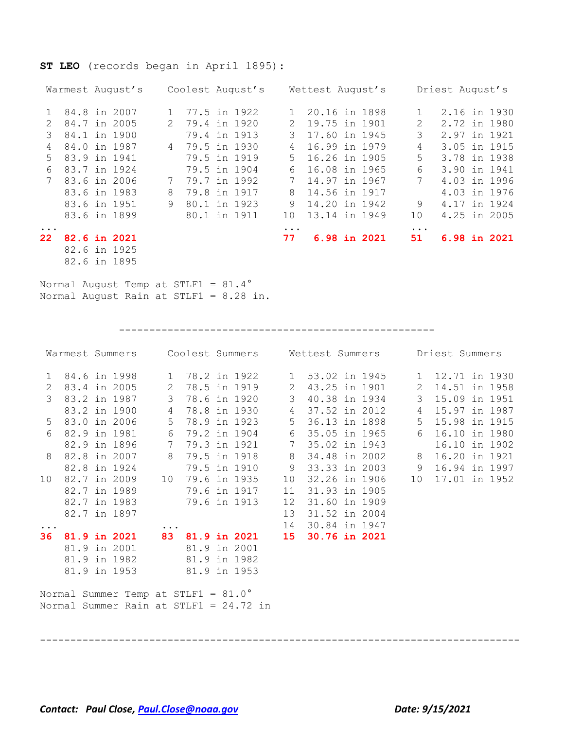**ST LEO** (records began in April 1895):

| Warmest August's | | Coolest August's | | Wettest August's | | Driest August's | |
|---|---|---|---|---|---|---|---|
| 1 | 84.8 in 2007 | 1 | 77.5 in 1922 | 1 | 20.16 in 1898 | 1 | 2.16 in 1930 |
| 2 | 84.7 in 2005 | 2 | 79.4 in 1920 | 2 | 19.75 in 1901 | 2 | 2.72 in 1980 |
| 3 | 84.1 in 1900 | | 79.4 in 1913 | 3 | 17.60 in 1945 | 3 | 2.97 in 1921 |
| 4 | 84.0 in 1987 | 4 | 79.5 in 1930 | 4 | 16.99 in 1979 | 4 | 3.05 in 1915 |
| 5 | 83.9 in 1941 | | 79.5 in 1919 | 5 | 16.26 in 1905 | 5 | 3.78 in 1938 |
| 6 | 83.7 in 1924 | | 79.5 in 1904 | 6 | 16.08 in 1965 | 6 | 3.90 in 1941 |
| 7 | 83.6 in 2006 | 7 | 79.7 in 1992 | 7 | 14.97 in 1967 | 7 | 4.03 in 1996 |
| | 83.6 in 1983 | 8 | 79.8 in 1917 | 8 | 14.56 in 1917 | | 4.03 in 1976 |
| | 83.6 in 1951 | 9 | 80.1 in 1923 | 9 | 14.20 in 1942 | 9 | 4.17 in 1924 |
| | 83.6 in 1899 | | 80.1 in 1911 | 10 | 13.14 in 1949 | 10 | 4.25 in 2005 |
| ... | | | | ... | | ... | |
| **22** | **82.6 in 2021** | | | **77** | **6.98 in 2021** | **51** | **6.98 in 2021** |
| | 82.6 in 1925 | | | | | | |
| | 82.6 in 1895 | | | | | | |

Normal August Temp at STLF1 = 81.4°
Normal August Rain at STLF1 = 8.28 in.

---

| Warmest Summers | | Coolest Summers | | Wettest Summers | | Driest Summers | |
|---|---|---|---|---|---|---|---|
| 1 | 84.6 in 1998 | 1 | 78.2 in 1922 | 1 | 53.02 in 1945 | 1 | 12.71 in 1930 |
| 2 | 83.4 in 2005 | 2 | 78.5 in 1919 | 2 | 43.25 in 1901 | 2 | 14.51 in 1958 |
| 3 | 83.2 in 1987 | 3 | 78.6 in 1920 | 3 | 40.38 in 1934 | 3 | 15.09 in 1951 |
| | 83.2 in 1900 | 4 | 78.8 in 1930 | 4 | 37.52 in 2012 | 4 | 15.97 in 1987 |
| 5 | 83.0 in 2006 | 5 | 78.9 in 1923 | 5 | 36.13 in 1898 | 5 | 15.98 in 1915 |
| 6 | 82.9 in 1981 | 6 | 79.2 in 1904 | 6 | 35.05 in 1965 | 6 | 16.10 in 1980 |
| | 82.9 in 1896 | 7 | 79.3 in 1921 | 7 | 35.02 in 1943 | | 16.10 in 1902 |
| 8 | 82.8 in 2007 | 8 | 79.5 in 1918 | 8 | 34.48 in 2002 | 8 | 16.20 in 1921 |
| | 82.8 in 1924 | | 79.5 in 1910 | 9 | 33.33 in 2003 | 9 | 16.94 in 1997 |
| 10 | 82.7 in 2009 | 10 | 79.6 in 1935 | 10 | 32.26 in 1906 | 10 | 17.01 in 1952 |
| | 82.7 in 1989 | | 79.6 in 1917 | 11 | 31.93 in 1905 | | |
| | 82.7 in 1983 | | 79.6 in 1913 | 12 | 31.60 in 1909 | | |
| | 82.7 in 1897 | | | 13 | 31.52 in 2004 | | |
| ... | | ... | | 14 | 30.84 in 1947 | | |
| **36** | **81.9 in 2021** | **83** | **81.9 in 2021** | **15** | **30.76 in 2021** | | |
| | 81.9 in 2001 | | 81.9 in 2001 | | | | |
| | 81.9 in 1982 | | 81.9 in 1982 | | | | |
| | 81.9 in 1953 | | 81.9 in 1953 | | | | |

Normal Summer Temp at STLF1 = 81.0°
Normal Summer Rain at STLF1 = 24.72 in

---

***Contact:* *Paul Close, Paul.Close@noaa.gov*** ***Date: 9/15/2021***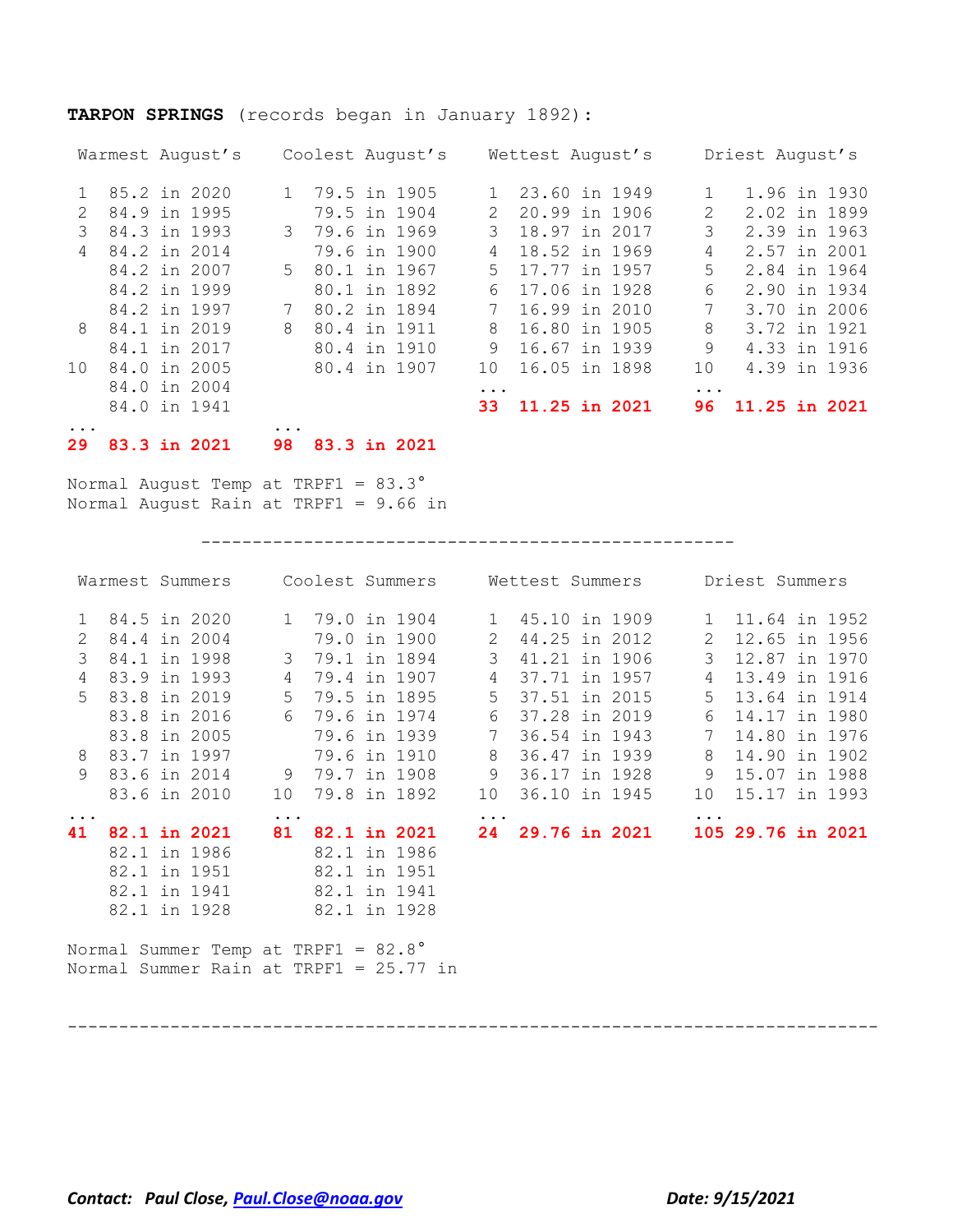**TARPON SPRINGS** (records began in January 1892):

| Warmest August's | | Coolest August's | | Wettest August's | | Driest August's | |
|---|---|---|---|---|---|---|---|
| 1 | 85.2 in 2020 | 1 | 79.5 in 1905 | 1 | 23.60 in 1949 | 1 | 1.96 in 1930 |
| 2 | 84.9 in 1995 | | 79.5 in 1904 | 2 | 20.99 in 1906 | 2 | 2.02 in 1899 |
| 3 | 84.3 in 1993 | 3 | 79.6 in 1969 | 3 | 18.97 in 2017 | 3 | 2.39 in 1963 |
| 4 | 84.2 in 2014 | | 79.6 in 1900 | 4 | 18.52 in 1969 | 4 | 2.57 in 2001 |
| | 84.2 in 2007 | 5 | 80.1 in 1967 | 5 | 17.77 in 1957 | 5 | 2.84 in 1964 |
| | 84.2 in 1999 | | 80.1 in 1892 | 6 | 17.06 in 1928 | 6 | 2.90 in 1934 |
| | 84.2 in 1997 | 7 | 80.2 in 1894 | 7 | 16.99 in 2010 | 7 | 3.70 in 2006 |
| 8 | 84.1 in 2019 | 8 | 80.4 in 1911 | 8 | 16.80 in 1905 | 8 | 3.72 in 1921 |
| | 84.1 in 2017 | | 80.4 in 1910 | 9 | 16.67 in 1939 | 9 | 4.33 in 1916 |
| 10 | 84.0 in 2005 | | 80.4 in 1907 | 10 | 16.05 in 1898 | 10 | 4.39 in 1936 |
| | 84.0 in 2004 | | | ... | | ... | |
| | 84.0 in 1941 | | | **33** | **11.25 in 2021** | **96** | **11.25 in 2021** |
| ... | | ... | | | | | |
| **29** | **83.3 in 2021** | **98** | **83.3 in 2021** | | | | |

Normal August Temp at TRPF1 = 83.3°
Normal August Rain at TRPF1 = 9.66 in

---

| Warmest Summers | | Coolest Summers | | Wettest Summers | | Driest Summers | |
|---|---|---|---|---|---|---|---|
| 1 | 84.5 in 2020 | 1 | 79.0 in 1904 | 1 | 45.10 in 1909 | 1 | 11.64 in 1952 |
| 2 | 84.4 in 2004 | | 79.0 in 1900 | 2 | 44.25 in 2012 | 2 | 12.65 in 1956 |
| 3 | 84.1 in 1998 | 3 | 79.1 in 1894 | 3 | 41.21 in 1906 | 3 | 12.87 in 1970 |
| 4 | 83.9 in 1993 | 4 | 79.4 in 1907 | 4 | 37.71 in 1957 | 4 | 13.49 in 1916 |
| 5 | 83.8 in 2019 | 5 | 79.5 in 1895 | 5 | 37.51 in 2015 | 5 | 13.64 in 1914 |
| | 83.8 in 2016 | 6 | 79.6 in 1974 | 6 | 37.28 in 2019 | 6 | 14.17 in 1980 |
| | 83.8 in 2005 | | 79.6 in 1939 | 7 | 36.54 in 1943 | 7 | 14.80 in 1976 |
| 8 | 83.7 in 1997 | | 79.6 in 1910 | 8 | 36.47 in 1939 | 8 | 14.90 in 1902 |
| 9 | 83.6 in 2014 | 9 | 79.7 in 1908 | 9 | 36.17 in 1928 | 9 | 15.07 in 1988 |
| | 83.6 in 2010 | 10 | 79.8 in 1892 | 10 | 36.10 in 1945 | 10 | 15.17 in 1993 |
| ... | | ... | | ... | | ... | |
| **41** | **82.1 in 2021** | **81** | **82.1 in 2021** | **24** | **29.76 in 2021** | **105** | **29.76 in 2021** |
| | 82.1 in 1986 | | 82.1 in 1986 | | | | |
| | 82.1 in 1951 | | 82.1 in 1951 | | | | |
| | 82.1 in 1941 | | 82.1 in 1941 | | | | |
| | 82.1 in 1928 | | 82.1 in 1928 | | | | |

Normal Summer Temp at TRPF1 = 82.8°
Normal Summer Rain at TRPF1 = 25.77 in

---

***Contact: Paul Close, Paul.Close@noaa.gov*** ***Date: 9/15/2021***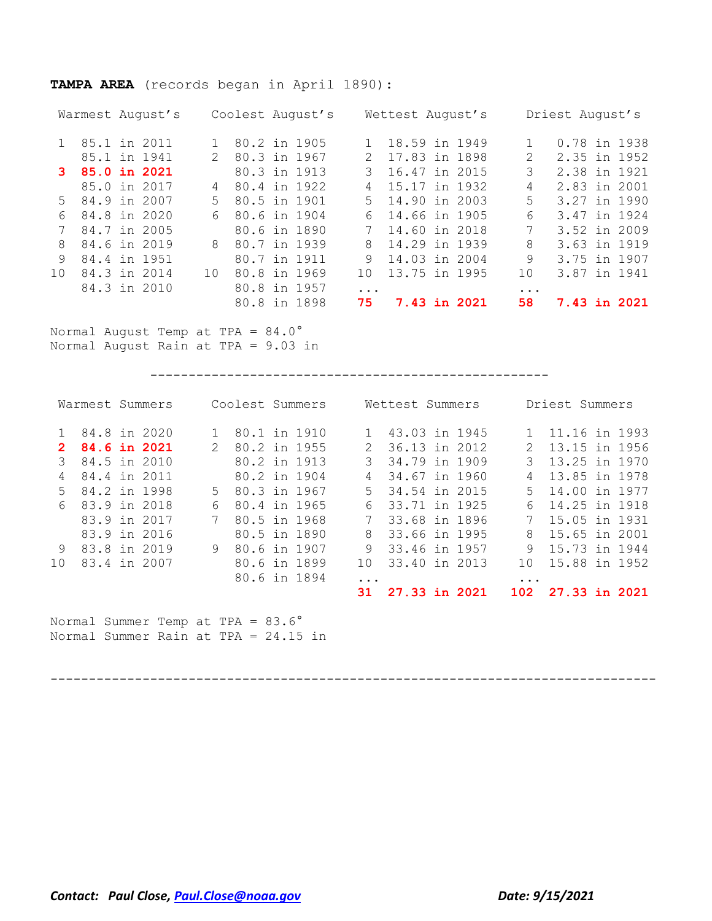**TAMPA AREA** (records began in April 1890):

| Rank | Warmest August's | Rank | Coolest August's | Rank | Wettest August's | Rank | Driest August's |
|---|---|---|---|---|---|---|---|
| 1 | 85.1 in 2011 | 1 | 80.2 in 1905 | 1 | 18.59 in 1949 | 1 | 0.78 in 1938 |
| | 85.1 in 1941 | 2 | 80.3 in 1967 | 2 | 17.83 in 1898 | 2 | 2.35 in 1952 |
| **3** | **85.0 in 2021** | | 80.3 in 1913 | 3 | 16.47 in 2015 | 3 | 2.38 in 1921 |
| | 85.0 in 2017 | 4 | 80.4 in 1922 | 4 | 15.17 in 1932 | 4 | 2.83 in 2001 |
| 5 | 84.9 in 2007 | 5 | 80.5 in 1901 | 5 | 14.90 in 2003 | 5 | 3.27 in 1990 |
| 6 | 84.8 in 2020 | 6 | 80.6 in 1904 | 6 | 14.66 in 1905 | 6 | 3.47 in 1924 |
| 7 | 84.7 in 2005 | | 80.6 in 1890 | 7 | 14.60 in 2018 | 7 | 3.52 in 2009 |
| 8 | 84.6 in 2019 | 8 | 80.7 in 1939 | 8 | 14.29 in 1939 | 8 | 3.63 in 1919 |
| 9 | 84.4 in 1951 | | 80.7 in 1911 | 9 | 14.03 in 2004 | 9 | 3.75 in 1907 |
| 10 | 84.3 in 2014 | 10 | 80.8 in 1969 | 10 | 13.75 in 1995 | 10 | 3.87 in 1941 |
| | 84.3 in 2010 | | 80.8 in 1957 | ... | | ... | |
| | | | 80.8 in 1898 | **75** | **7.43 in 2021** | **58** | **7.43 in 2021** |

Normal August Temp at TPA = 84.0°
Normal August Rain at TPA = 9.03 in

---

| Rank | Warmest Summers | Rank | Coolest Summers | Rank | Wettest Summers | Rank | Driest Summers |
|---|---|---|---|---|---|---|---|
| 1 | 84.8 in 2020 | 1 | 80.1 in 1910 | 1 | 43.03 in 1945 | 1 | 11.16 in 1993 |
| **2** | **84.6 in 2021** | 2 | 80.2 in 1955 | 2 | 36.13 in 2012 | 2 | 13.15 in 1956 |
| 3 | 84.5 in 2010 | | 80.2 in 1913 | 3 | 34.79 in 1909 | 3 | 13.25 in 1970 |
| 4 | 84.4 in 2011 | | 80.2 in 1904 | 4 | 34.67 in 1960 | 4 | 13.85 in 1978 |
| 5 | 84.2 in 1998 | 5 | 80.3 in 1967 | 5 | 34.54 in 2015 | 5 | 14.00 in 1977 |
| 6 | 83.9 in 2018 | 6 | 80.4 in 1965 | 6 | 33.71 in 1925 | 6 | 14.25 in 1918 |
| | 83.9 in 2017 | 7 | 80.5 in 1968 | 7 | 33.68 in 1896 | 7 | 15.05 in 1931 |
| | 83.9 in 2016 | | 80.5 in 1890 | 8 | 33.66 in 1995 | 8 | 15.65 in 2001 |
| 9 | 83.8 in 2019 | 9 | 80.6 in 1907 | 9 | 33.46 in 1957 | 9 | 15.73 in 1944 |
| 10 | 83.4 in 2007 | | 80.6 in 1899 | 10 | 33.40 in 2013 | 10 | 15.88 in 1952 |
| | | | 80.6 in 1894 | ... | | ... | |
| | | | | **31** | **27.33 in 2021** | **102** | **27.33 in 2021** |

Normal Summer Temp at TPA = 83.6°
Normal Summer Rain at TPA = 24.15 in

---

***Contact: Paul Close, [Paul.Close@noaa.gov](mailto:Paul.Close@noaa.gov)*** ***Date: 9/15/2021***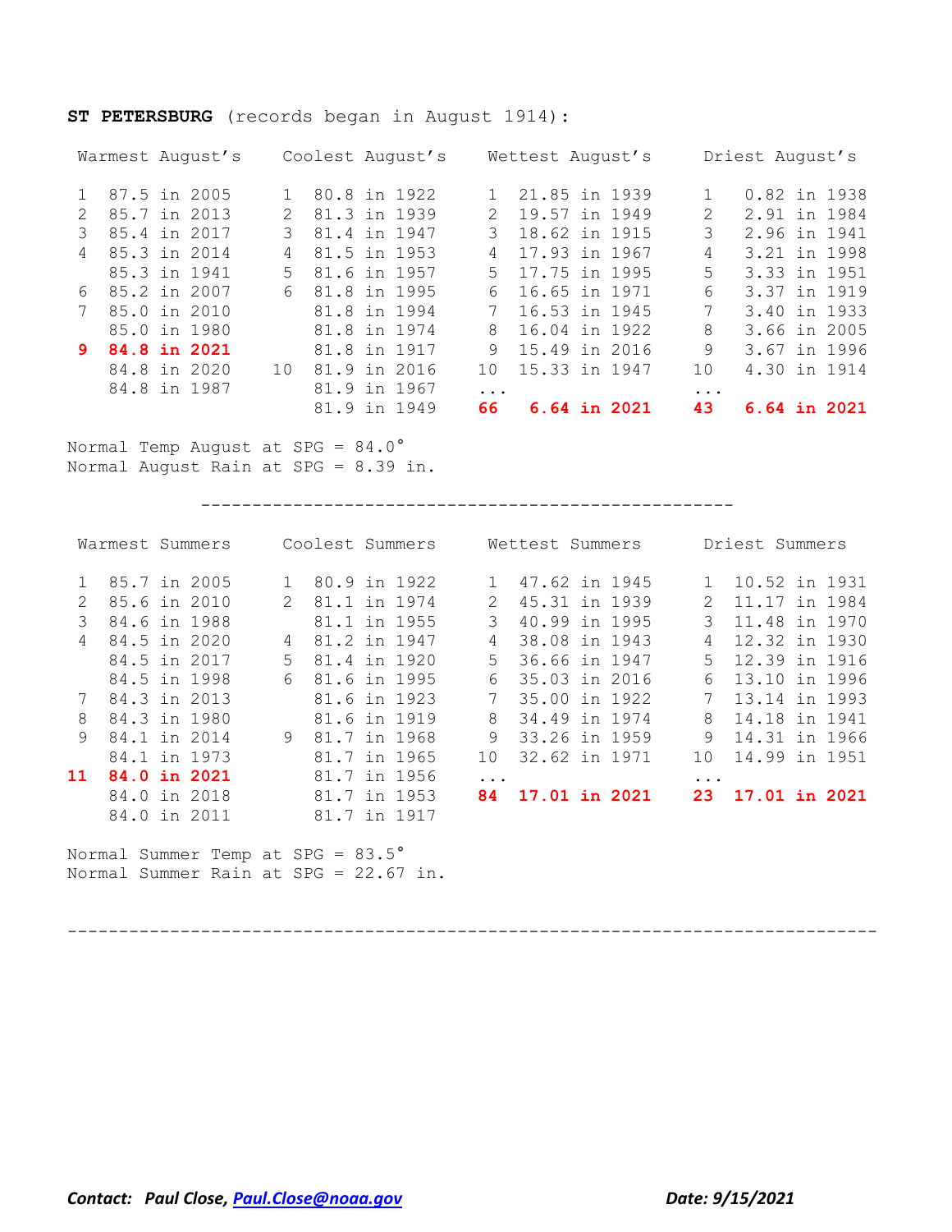**ST PETERSBURG** (records began in August 1914):

| Warmest August's | | Coolest August's | | Wettest August's | | Driest August's | |
|---|---|---|---|---|---|---|---|
| 1 | 87.5 in 2005 | 1 | 80.8 in 1922 | 1 | 21.85 in 1939 | 1 | 0.82 in 1938 |
| 2 | 85.7 in 2013 | 2 | 81.3 in 1939 | 2 | 19.57 in 1949 | 2 | 2.91 in 1984 |
| 3 | 85.4 in 2017 | 3 | 81.4 in 1947 | 3 | 18.62 in 1915 | 3 | 2.96 in 1941 |
| 4 | 85.3 in 2014 | 4 | 81.5 in 1953 | 4 | 17.93 in 1967 | 4 | 3.21 in 1998 |
| | 85.3 in 1941 | 5 | 81.6 in 1957 | 5 | 17.75 in 1995 | 5 | 3.33 in 1951 |
| 6 | 85.2 in 2007 | 6 | 81.8 in 1995 | 6 | 16.65 in 1971 | 6 | 3.37 in 1919 |
| 7 | 85.0 in 2010 | | 81.8 in 1994 | 7 | 16.53 in 1945 | 7 | 3.40 in 1933 |
| | 85.0 in 1980 | | 81.8 in 1974 | 8 | 16.04 in 1922 | 8 | 3.66 in 2005 |
| **9** | **84.8 in 2021** | | 81.8 in 1917 | 9 | 15.49 in 2016 | 9 | 3.67 in 1996 |
| | 84.8 in 2020 | 10 | 81.9 in 2016 | 10 | 15.33 in 1947 | 10 | 4.30 in 1914 |
| | 84.8 in 1987 | | 81.9 in 1967 | ... | | ... | |
| | | | 81.9 in 1949 | **66** | **6.64 in 2021** | **43** | **6.64 in 2021** |

Normal Temp August at SPG = 84.0°
Normal August Rain at SPG = 8.39 in.

---

| Warmest Summers | | Coolest Summers | | Wettest Summers | | Driest Summers | |
|---|---|---|---|---|---|---|---|
| 1 | 85.7 in 2005 | 1 | 80.9 in 1922 | 1 | 47.62 in 1945 | 1 | 10.52 in 1931 |
| 2 | 85.6 in 2010 | 2 | 81.1 in 1974 | 2 | 45.31 in 1939 | 2 | 11.17 in 1984 |
| 3 | 84.6 in 1988 | | 81.1 in 1955 | 3 | 40.99 in 1995 | 3 | 11.48 in 1970 |
| 4 | 84.5 in 2020 | 4 | 81.2 in 1947 | 4 | 38.08 in 1943 | 4 | 12.32 in 1930 |
| | 84.5 in 2017 | 5 | 81.4 in 1920 | 5 | 36.66 in 1947 | 5 | 12.39 in 1916 |
| | 84.5 in 1998 | 6 | 81.6 in 1995 | 6 | 35.03 in 2016 | 6 | 13.10 in 1996 |
| 7 | 84.3 in 2013 | | 81.6 in 1923 | 7 | 35.00 in 1922 | 7 | 13.14 in 1993 |
| 8 | 84.3 in 1980 | | 81.6 in 1919 | 8 | 34.49 in 1974 | 8 | 14.18 in 1941 |
| 9 | 84.1 in 2014 | 9 | 81.7 in 1968 | 9 | 33.26 in 1959 | 9 | 14.31 in 1966 |
| | 84.1 in 1973 | | 81.7 in 1965 | 10 | 32.62 in 1971 | 10 | 14.99 in 1951 |
| **11** | **84.0 in 2021** | | 81.7 in 1956 | ... | | ... | |
| | 84.0 in 2018 | | 81.7 in 1953 | **84** | **17.01 in 2021** | **23** | **17.01 in 2021** |
| | 84.0 in 2011 | | 81.7 in 1917 | | | | |

Normal Summer Temp at SPG = 83.5°
Normal Summer Rain at SPG = 22.67 in.

---

***Contact: Paul Close, [Paul.Close@noaa.gov](mailto:Paul.Close@noaa.gov)*** ***Date: 9/15/2021***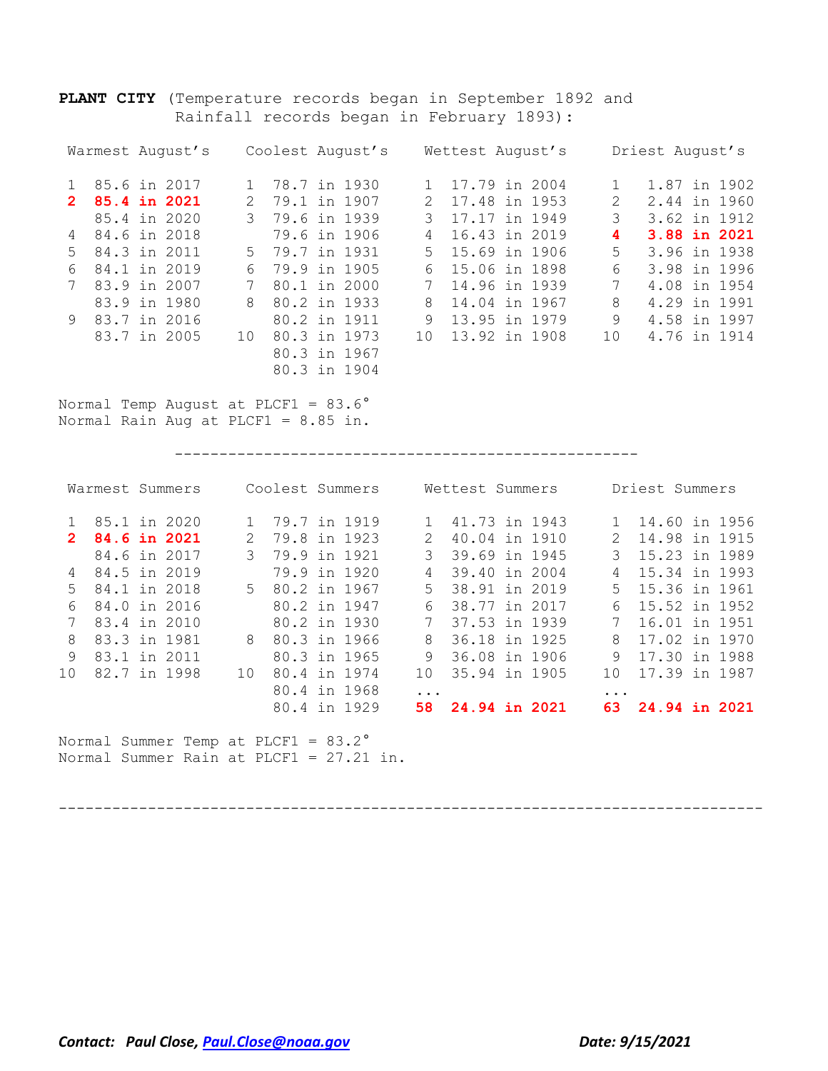**PLANT CITY** (Temperature records began in September 1892 and Rainfall records began in February 1893):

| Warmest August's | | Coolest August's | | Wettest August's | | Driest August's | |
|---|---|---|---|---|---|---|---|
| 1 | 85.6 in 2017 | 1 | 78.7 in 1930 | 1 | 17.79 in 2004 | 1 | 1.87 in 1902 |
| **2** | **85.4 in 2021** | 2 | 79.1 in 1907 | 2 | 17.48 in 1953 | 2 | 2.44 in 1960 |
| | 85.4 in 2020 | 3 | 79.6 in 1939 | 3 | 17.17 in 1949 | 3 | 3.62 in 1912 |
| 4 | 84.6 in 2018 | | 79.6 in 1906 | 4 | 16.43 in 2019 | **4** | **3.88 in 2021** |
| 5 | 84.3 in 2011 | 5 | 79.7 in 1931 | 5 | 15.69 in 1906 | 5 | 3.96 in 1938 |
| 6 | 84.1 in 2019 | 6 | 79.9 in 1905 | 6 | 15.06 in 1898 | 6 | 3.98 in 1996 |
| 7 | 83.9 in 2007 | 7 | 80.1 in 2000 | 7 | 14.96 in 1939 | 7 | 4.08 in 1954 |
| | 83.9 in 1980 | 8 | 80.2 in 1933 | 8 | 14.04 in 1967 | 8 | 4.29 in 1991 |
| 9 | 83.7 in 2016 | | 80.2 in 1911 | 9 | 13.95 in 1979 | 9 | 4.58 in 1997 |
| | 83.7 in 2005 | 10 | 80.3 in 1973 | 10 | 13.92 in 1908 | 10 | 4.76 in 1914 |
| | | | 80.3 in 1967 | | | | |
| | | | 80.3 in 1904 | | | | |

Normal Temp August at PLCF1 = 83.6°
Normal Rain Aug at PLCF1 = 8.85 in.

---

| Warmest Summers | | Coolest Summers | | Wettest Summers | | Driest Summers | |
|---|---|---|---|---|---|---|---|
| 1 | 85.1 in 2020 | 1 | 79.7 in 1919 | 1 | 41.73 in 1943 | 1 | 14.60 in 1956 |
| **2** | **84.6 in 2021** | 2 | 79.8 in 1923 | 2 | 40.04 in 1910 | 2 | 14.98 in 1915 |
| | 84.6 in 2017 | 3 | 79.9 in 1921 | 3 | 39.69 in 1945 | 3 | 15.23 in 1989 |
| 4 | 84.5 in 2019 | | 79.9 in 1920 | 4 | 39.40 in 2004 | 4 | 15.34 in 1993 |
| 5 | 84.1 in 2018 | 5 | 80.2 in 1967 | 5 | 38.91 in 2019 | 5 | 15.36 in 1961 |
| 6 | 84.0 in 2016 | | 80.2 in 1947 | 6 | 38.77 in 2017 | 6 | 15.52 in 1952 |
| 7 | 83.4 in 2010 | | 80.2 in 1930 | 7 | 37.53 in 1939 | 7 | 16.01 in 1951 |
| 8 | 83.3 in 1981 | 8 | 80.3 in 1966 | 8 | 36.18 in 1925 | 8 | 17.02 in 1970 |
| 9 | 83.1 in 2011 | | 80.3 in 1965 | 9 | 36.08 in 1906 | 9 | 17.30 in 1988 |
| 10 | 82.7 in 1998 | 10 | 80.4 in 1974 | 10 | 35.94 in 1905 | 10 | 17.39 in 1987 |
| | | | 80.4 in 1968 | ... | | ... | |
| | | | 80.4 in 1929 | **58** | **24.94 in 2021** | **63** | **24.94 in 2021** |

Normal Summer Temp at PLCF1 = 83.2°
Normal Summer Rain at PLCF1 = 27.21 in.

---

***Contact: Paul Close, [Paul.Close@noaa.gov](mailto:Paul.Close@noaa.gov)*** ***Date: 9/15/2021***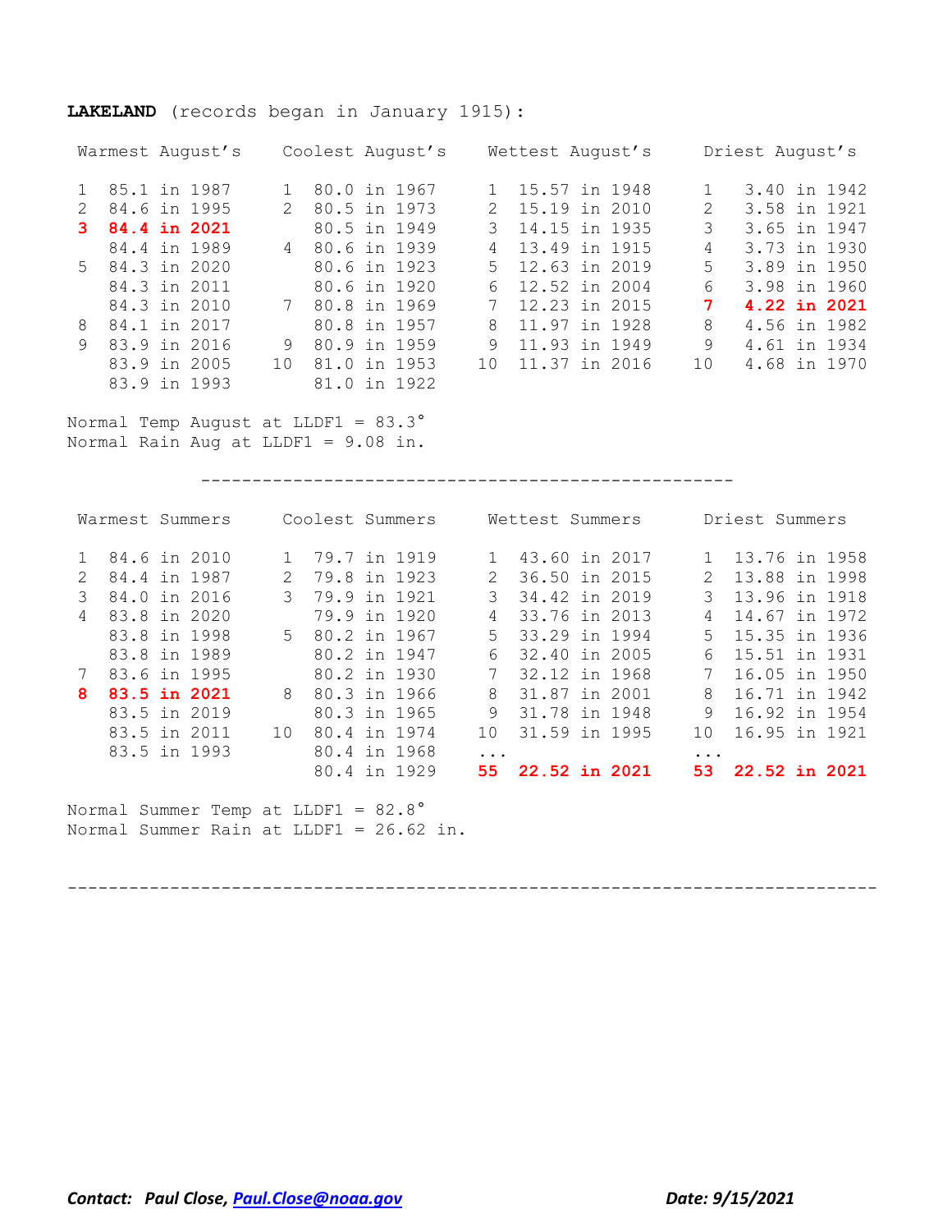**LAKELAND** (records began in January 1915):

| Warmest August's | Coolest August's | Wettest August's | Driest August's |
|---|---|---|---|
| 1 85.1 in 1987 | 1 80.0 in 1967 | 1 15.57 in 1948 | 1 3.40 in 1942 |
| 2 84.6 in 1995 | 2 80.5 in 1973 | 2 15.19 in 2010 | 2 3.58 in 1921 |
| **3 84.4 in 2021** | 80.5 in 1949 | 3 14.15 in 1935 | 3 3.65 in 1947 |
| 84.4 in 1989 | 4 80.6 in 1939 | 4 13.49 in 1915 | 4 3.73 in 1930 |
| 5 84.3 in 2020 | 80.6 in 1923 | 5 12.63 in 2019 | 5 3.89 in 1950 |
| 84.3 in 2011 | 80.6 in 1920 | 6 12.52 in 2004 | 6 3.98 in 1960 |
| 84.3 in 2010 | 7 80.8 in 1969 | 7 12.23 in 2015 | **7 4.22 in 2021** |
| 8 84.1 in 2017 | 80.8 in 1957 | 8 11.97 in 1928 | 8 4.56 in 1982 |
| 9 83.9 in 2016 | 9 80.9 in 1959 | 9 11.93 in 1949 | 9 4.61 in 1934 |
| 83.9 in 2005 | 10 81.0 in 1953 | 10 11.37 in 2016 | 10 4.68 in 1970 |
| 83.9 in 1993 | 81.0 in 1922 | | |

Normal Temp August at LLDF1 = 83.3°
Normal Rain Aug at LLDF1 = 9.08 in.

---

| Warmest Summers | Coolest Summers | Wettest Summers | Driest Summers |
|---|---|---|---|
| 1 84.6 in 2010 | 1 79.7 in 1919 | 1 43.60 in 2017 | 1 13.76 in 1958 |
| 2 84.4 in 1987 | 2 79.8 in 1923 | 2 36.50 in 2015 | 2 13.88 in 1998 |
| 3 84.0 in 2016 | 3 79.9 in 1921 | 3 34.42 in 2019 | 3 13.96 in 1918 |
| 4 83.8 in 2020 | 79.9 in 1920 | 4 33.76 in 2013 | 4 14.67 in 1972 |
| 83.8 in 1998 | 5 80.2 in 1967 | 5 33.29 in 1994 | 5 15.35 in 1936 |
| 83.8 in 1989 | 80.2 in 1947 | 6 32.40 in 2005 | 6 15.51 in 1931 |
| 7 83.6 in 1995 | 80.2 in 1930 | 7 32.12 in 1968 | 7 16.05 in 1950 |
| **8 83.5 in 2021** | 8 80.3 in 1966 | 8 31.87 in 2001 | 8 16.71 in 1942 |
| 83.5 in 2019 | 80.3 in 1965 | 9 31.78 in 1948 | 9 16.92 in 1954 |
| 83.5 in 2011 | 10 80.4 in 1974 | 10 31.59 in 1995 | 10 16.95 in 1921 |
| 83.5 in 1993 | 80.4 in 1968 | ... | ... |
| | 80.4 in 1929 | **55 22.52 in 2021** | **53 22.52 in 2021** |

Normal Summer Temp at LLDF1 = 82.8°
Normal Summer Rain at LLDF1 = 26.62 in.

---

***Contact: Paul Close, [Paul.Close@noaa.gov](mailto:Paul.Close@noaa.gov)*** ***Date: 9/15/2021***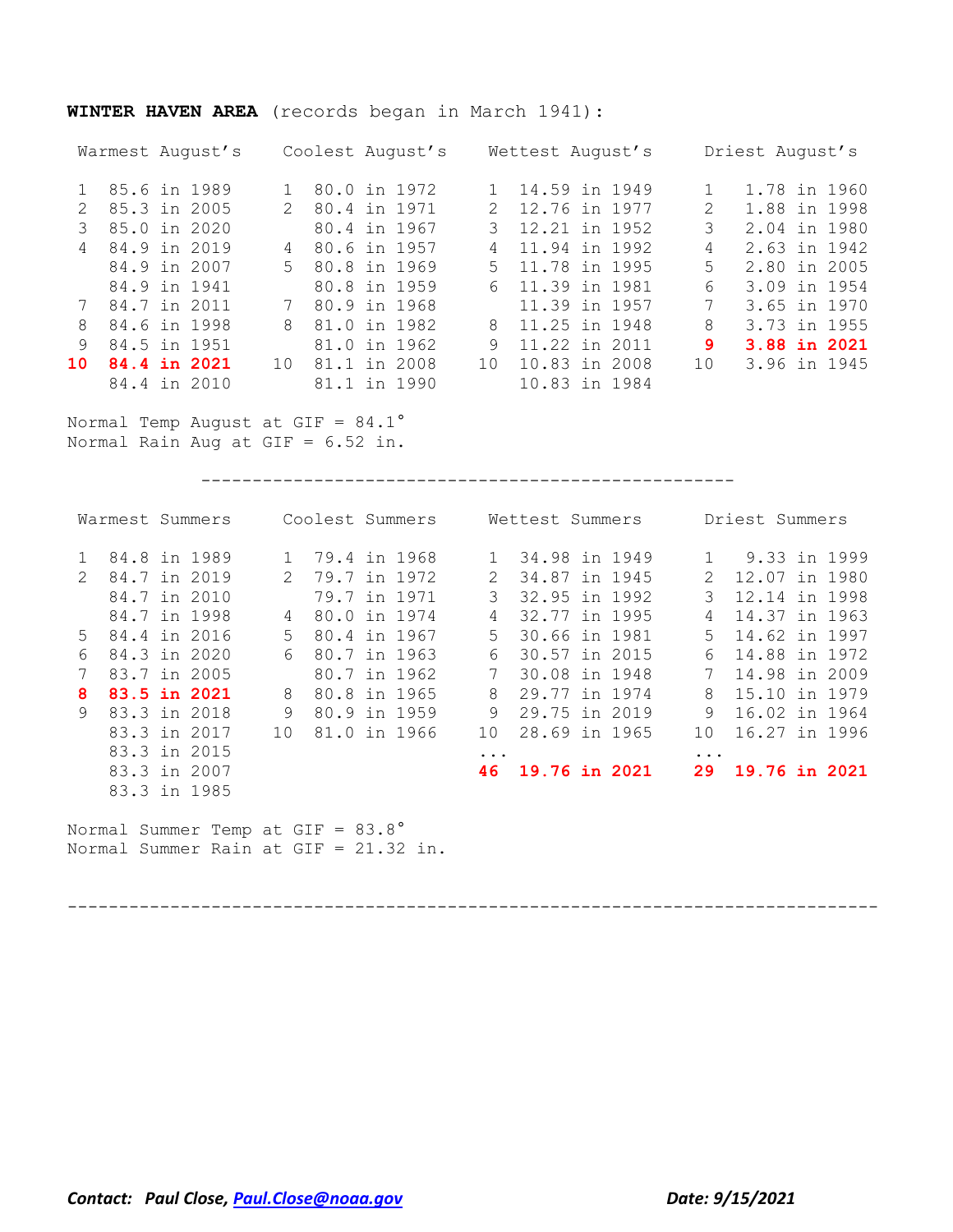**WINTER HAVEN AREA** (records began in March 1941):

| Warmest August's | | Coolest August's | | Wettest August's | | Driest August's | |
|---|---|---|---|---|---|---|---|
| 1 | 85.6 in 1989 | 1 | 80.0 in 1972 | 1 | 14.59 in 1949 | 1 | 1.78 in 1960 |
| 2 | 85.3 in 2005 | 2 | 80.4 in 1971 | 2 | 12.76 in 1977 | 2 | 1.88 in 1998 |
| 3 | 85.0 in 2020 | | 80.4 in 1967 | 3 | 12.21 in 1952 | 3 | 2.04 in 1980 |
| 4 | 84.9 in 2019 | 4 | 80.6 in 1957 | 4 | 11.94 in 1992 | 4 | 2.63 in 1942 |
| | 84.9 in 2007 | 5 | 80.8 in 1969 | 5 | 11.78 in 1995 | 5 | 2.80 in 2005 |
| | 84.9 in 1941 | | 80.8 in 1959 | 6 | 11.39 in 1981 | 6 | 3.09 in 1954 |
| 7 | 84.7 in 2011 | 7 | 80.9 in 1968 | | 11.39 in 1957 | 7 | 3.65 in 1970 |
| 8 | 84.6 in 1998 | 8 | 81.0 in 1982 | 8 | 11.25 in 1948 | 8 | 3.73 in 1955 |
| 9 | 84.5 in 1951 | | 81.0 in 1962 | 9 | 11.22 in 2011 | **9** | **3.88 in 2021** |
| **10** | **84.4 in 2021** | 10 | 81.1 in 2008 | 10 | 10.83 in 2008 | 10 | 3.96 in 1945 |
| | 84.4 in 2010 | | 81.1 in 1990 | | 10.83 in 1984 | | |

Normal Temp August at GIF = 84.1°
Normal Rain Aug at GIF = 6.52 in.

---

| Warmest Summers | | Coolest Summers | | Wettest Summers | | Driest Summers | |
|---|---|---|---|---|---|---|---|
| 1 | 84.8 in 1989 | 1 | 79.4 in 1968 | 1 | 34.98 in 1949 | 1 | 9.33 in 1999 |
| 2 | 84.7 in 2019 | 2 | 79.7 in 1972 | 2 | 34.87 in 1945 | 2 | 12.07 in 1980 |
| | 84.7 in 2010 | | 79.7 in 1971 | 3 | 32.95 in 1992 | 3 | 12.14 in 1998 |
| | 84.7 in 1998 | 4 | 80.0 in 1974 | 4 | 32.77 in 1995 | 4 | 14.37 in 1963 |
| 5 | 84.4 in 2016 | 5 | 80.4 in 1967 | 5 | 30.66 in 1981 | 5 | 14.62 in 1997 |
| 6 | 84.3 in 2020 | 6 | 80.7 in 1963 | 6 | 30.57 in 2015 | 6 | 14.88 in 1972 |
| 7 | 83.7 in 2005 | | 80.7 in 1962 | 7 | 30.08 in 1948 | 7 | 14.98 in 2009 |
| **8** | **83.5 in 2021** | 8 | 80.8 in 1965 | 8 | 29.77 in 1974 | 8 | 15.10 in 1979 |
| 9 | 83.3 in 2018 | 9 | 80.9 in 1959 | 9 | 29.75 in 2019 | 9 | 16.02 in 1964 |
| | 83.3 in 2017 | 10 | 81.0 in 1966 | 10 | 28.69 in 1965 | 10 | 16.27 in 1996 |
| | 83.3 in 2015 | | | ... | | ... | |
| | 83.3 in 2007 | | | **46** | **19.76 in 2021** | **29** | **19.76 in 2021** |
| | 83.3 in 1985 | | | | | | |

Normal Summer Temp at GIF = 83.8°
Normal Summer Rain at GIF = 21.32 in.

---

***Contact: Paul Close, [Paul.Close@noaa.gov](mailto:Paul.Close@noaa.gov)*** ***Date: 9/15/2021***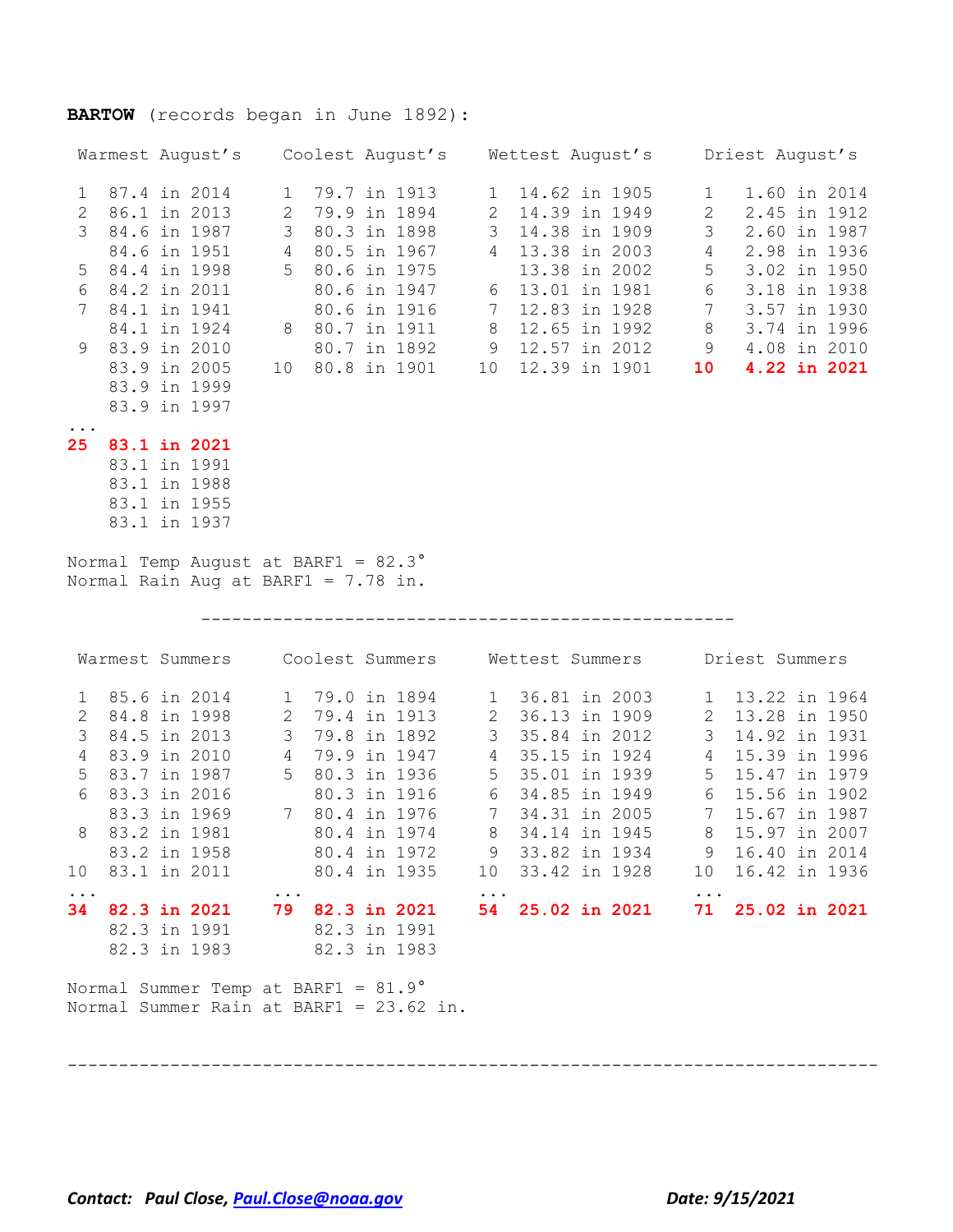**BARTOW** (records began in June 1892):

| Warmest August's | | Coolest August's | | Wettest August's | | Driest August's | |
|---|---|---|---|---|---|---|---|
| 1 | 87.4 in 2014 | 1 | 79.7 in 1913 | 1 | 14.62 in 1905 | 1 | 1.60 in 2014 |
| 2 | 86.1 in 2013 | 2 | 79.9 in 1894 | 2 | 14.39 in 1949 | 2 | 2.45 in 1912 |
| 3 | 84.6 in 1987 | 3 | 80.3 in 1898 | 3 | 14.38 in 1909 | 3 | 2.60 in 1987 |
| | 84.6 in 1951 | 4 | 80.5 in 1967 | 4 | 13.38 in 2003 | 4 | 2.98 in 1936 |
| 5 | 84.4 in 1998 | 5 | 80.6 in 1975 | | 13.38 in 2002 | 5 | 3.02 in 1950 |
| 6 | 84.2 in 2011 | | 80.6 in 1947 | 6 | 13.01 in 1981 | 6 | 3.18 in 1938 |
| 7 | 84.1 in 1941 | | 80.6 in 1916 | 7 | 12.83 in 1928 | 7 | 3.57 in 1930 |
| | 84.1 in 1924 | 8 | 80.7 in 1911 | 8 | 12.65 in 1992 | 8 | 3.74 in 1996 |
| 9 | 83.9 in 2010 | | 80.7 in 1892 | 9 | 12.57 in 2012 | 9 | 4.08 in 2010 |
| | 83.9 in 2005 | 10 | 80.8 in 1901 | 10 | 12.39 in 1901 | **10** | **4.22 in 2021** |
| | 83.9 in 1999 | | | | | | |
| | 83.9 in 1997 | | | | | | |
| ... | | | | | | | |
| **25** | **83.1 in 2021** | | | | | | |
| | 83.1 in 1991 | | | | | | |
| | 83.1 in 1988 | | | | | | |
| | 83.1 in 1955 | | | | | | |
| | 83.1 in 1937 | | | | | | |

Normal Temp August at BARF1 = 82.3°
Normal Rain Aug at BARF1 = 7.78 in.

---

| Warmest Summers | | Coolest Summers | | Wettest Summers | | Driest Summers | |
|---|---|---|---|---|---|---|---|
| 1 | 85.6 in 2014 | 1 | 79.0 in 1894 | 1 | 36.81 in 2003 | 1 | 13.22 in 1964 |
| 2 | 84.8 in 1998 | 2 | 79.4 in 1913 | 2 | 36.13 in 1909 | 2 | 13.28 in 1950 |
| 3 | 84.5 in 2013 | 3 | 79.8 in 1892 | 3 | 35.84 in 2012 | 3 | 14.92 in 1931 |
| 4 | 83.9 in 2010 | 4 | 79.9 in 1947 | 4 | 35.15 in 1924 | 4 | 15.39 in 1996 |
| 5 | 83.7 in 1987 | 5 | 80.3 in 1936 | 5 | 35.01 in 1939 | 5 | 15.47 in 1979 |
| 6 | 83.3 in 2016 | | 80.3 in 1916 | 6 | 34.85 in 1949 | 6 | 15.56 in 1902 |
| | 83.3 in 1969 | 7 | 80.4 in 1976 | 7 | 34.31 in 2005 | 7 | 15.67 in 1987 |
| 8 | 83.2 in 1981 | | 80.4 in 1974 | 8 | 34.14 in 1945 | 8 | 15.97 in 2007 |
| | 83.2 in 1958 | | 80.4 in 1972 | 9 | 33.82 in 1934 | 9 | 16.40 in 2014 |
| 10 | 83.1 in 2011 | | 80.4 in 1935 | 10 | 33.42 in 1928 | 10 | 16.42 in 1936 |
| ... | | ... | | ... | | ... | |
| **34** | **82.3 in 2021** | **79** | **82.3 in 2021** | **54** | **25.02 in 2021** | **71** | **25.02 in 2021** |
| | 82.3 in 1991 | | 82.3 in 1991 | | | | |
| | 82.3 in 1983 | | 82.3 in 1983 | | | | |

Normal Summer Temp at BARF1 = 81.9°
Normal Summer Rain at BARF1 = 23.62 in.

---

***Contact:* *Paul Close, Paul.Close@noaa.gov*** ***Date: 9/15/2021***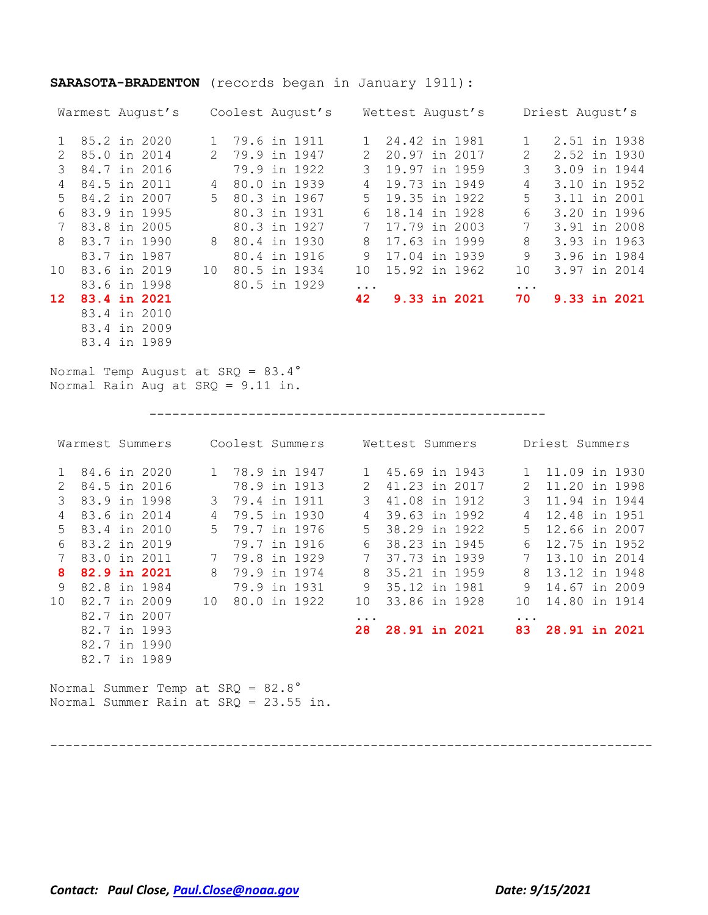**SARASOTA-BRADENTON** (records began in January 1911):

| Warmest August's | | Coolest August's | | Wettest August's | | Driest August's | |
|---|---|---|---|---|---|---|---|
| 1 | 85.2 in 2020 | 1 | 79.6 in 1911 | 1 | 24.42 in 1981 | 1 | 2.51 in 1938 |
| 2 | 85.0 in 2014 | 2 | 79.9 in 1947 | 2 | 20.97 in 2017 | 2 | 2.52 in 1930 |
| 3 | 84.7 in 2016 | | 79.9 in 1922 | 3 | 19.97 in 1959 | 3 | 3.09 in 1944 |
| 4 | 84.5 in 2011 | 4 | 80.0 in 1939 | 4 | 19.73 in 1949 | 4 | 3.10 in 1952 |
| 5 | 84.2 in 2007 | 5 | 80.3 in 1967 | 5 | 19.35 in 1922 | 5 | 3.11 in 2001 |
| 6 | 83.9 in 1995 | | 80.3 in 1931 | 6 | 18.14 in 1928 | 6 | 3.20 in 1996 |
| 7 | 83.8 in 2005 | | 80.3 in 1927 | 7 | 17.79 in 2003 | 7 | 3.91 in 2008 |
| 8 | 83.7 in 1990 | 8 | 80.4 in 1930 | 8 | 17.63 in 1999 | 8 | 3.93 in 1963 |
| | 83.7 in 1987 | | 80.4 in 1916 | 9 | 17.04 in 1939 | 9 | 3.96 in 1984 |
| 10 | 83.6 in 2019 | 10 | 80.5 in 1934 | 10 | 15.92 in 1962 | 10 | 3.97 in 2014 |
| | 83.6 in 1998 | | 80.5 in 1929 | ... | | ... | |
| **12** | **83.4 in 2021** | | | **42** | **9.33 in 2021** | **70** | **9.33 in 2021** |
| | 83.4 in 2010 | | | | | | |
| | 83.4 in 2009 | | | | | | |
| | 83.4 in 1989 | | | | | | |

Normal Temp August at SRQ = 83.4°
Normal Rain Aug at SRQ = 9.11 in.

---

| Warmest Summers | | Coolest Summers | | Wettest Summers | | Driest Summers | |
|---|---|---|---|---|---|---|---|
| 1 | 84.6 in 2020 | 1 | 78.9 in 1947 | 1 | 45.69 in 1943 | 1 | 11.09 in 1930 |
| 2 | 84.5 in 2016 | | 78.9 in 1913 | 2 | 41.23 in 2017 | 2 | 11.20 in 1998 |
| 3 | 83.9 in 1998 | 3 | 79.4 in 1911 | 3 | 41.08 in 1912 | 3 | 11.94 in 1944 |
| 4 | 83.6 in 2014 | 4 | 79.5 in 1930 | 4 | 39.63 in 1992 | 4 | 12.48 in 1951 |
| 5 | 83.4 in 2010 | 5 | 79.7 in 1976 | 5 | 38.29 in 1922 | 5 | 12.66 in 2007 |
| 6 | 83.2 in 2019 | | 79.7 in 1916 | 6 | 38.23 in 1945 | 6 | 12.75 in 1952 |
| 7 | 83.0 in 2011 | 7 | 79.8 in 1929 | 7 | 37.73 in 1939 | 7 | 13.10 in 2014 |
| **8** | **82.9 in 2021** | 8 | 79.9 in 1974 | 8 | 35.21 in 1959 | 8 | 13.12 in 1948 |
| 9 | 82.8 in 1984 | | 79.9 in 1931 | 9 | 35.12 in 1981 | 9 | 14.67 in 2009 |
| 10 | 82.7 in 2009 | 10 | 80.0 in 1922 | 10 | 33.86 in 1928 | 10 | 14.80 in 1914 |
| | 82.7 in 2007 | | | ... | | ... | |
| | 82.7 in 1993 | | | **28** | **28.91 in 2021** | **83** | **28.91 in 2021** |
| | 82.7 in 1990 | | | | | | |
| | 82.7 in 1989 | | | | | | |

Normal Summer Temp at SRQ = 82.8°
Normal Summer Rain at SRQ = 23.55 in.

---

***Contact: Paul Close, Paul.Close@noaa.gov*** ***Date: 9/15/2021***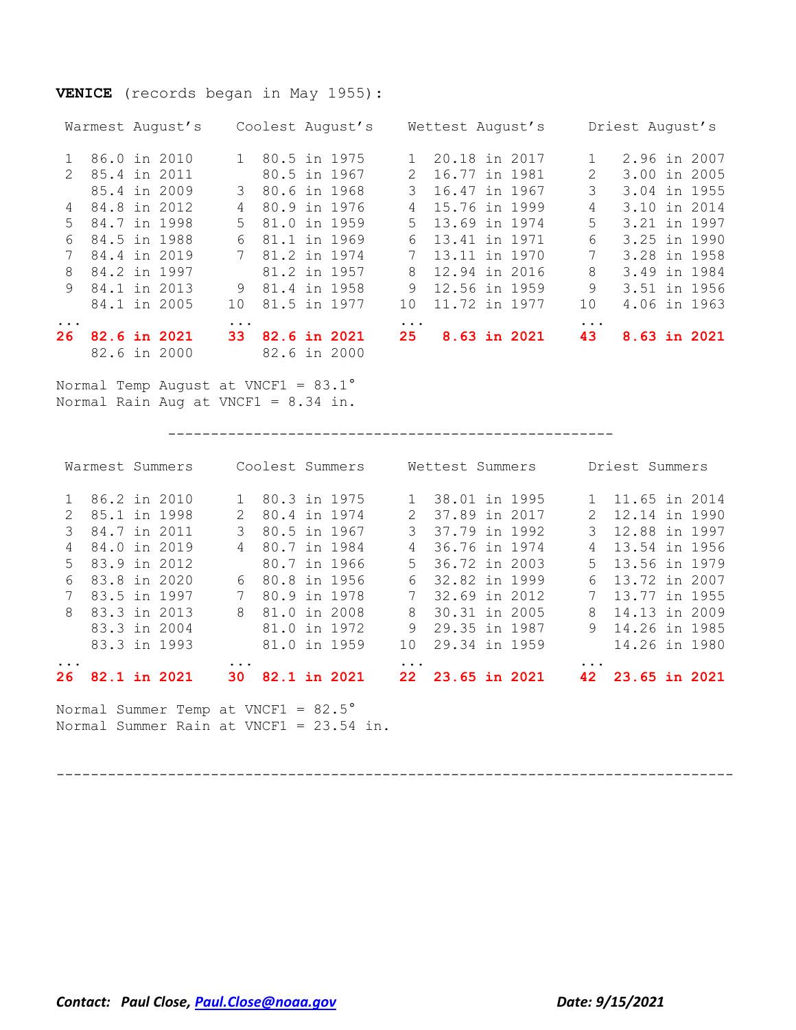**VENICE** (records began in May 1955):

| Warmest August's | | Coolest August's | | Wettest August's | | Driest August's | |
|---|---|---|---|---|---|---|---|
| 1 | 86.0 in 2010 | 1 | 80.5 in 1975 | 1 | 20.18 in 2017 | 1 | 2.96 in 2007 |
| 2 | 85.4 in 2011 | | 80.5 in 1967 | 2 | 16.77 in 1981 | 2 | 3.00 in 2005 |
| | 85.4 in 2009 | 3 | 80.6 in 1968 | 3 | 16.47 in 1967 | 3 | 3.04 in 1955 |
| 4 | 84.8 in 2012 | 4 | 80.9 in 1976 | 4 | 15.76 in 1999 | 4 | 3.10 in 2014 |
| 5 | 84.7 in 1998 | 5 | 81.0 in 1959 | 5 | 13.69 in 1974 | 5 | 3.21 in 1997 |
| 6 | 84.5 in 1988 | 6 | 81.1 in 1969 | 6 | 13.41 in 1971 | 6 | 3.25 in 1990 |
| 7 | 84.4 in 2019 | 7 | 81.2 in 1974 | 7 | 13.11 in 1970 | 7 | 3.28 in 1958 |
| 8 | 84.2 in 1997 | | 81.2 in 1957 | 8 | 12.94 in 2016 | 8 | 3.49 in 1984 |
| 9 | 84.1 in 2013 | 9 | 81.4 in 1958 | 9 | 12.56 in 1959 | 9 | 3.51 in 1956 |
| | 84.1 in 2005 | 10 | 81.5 in 1977 | 10 | 11.72 in 1977 | 10 | 4.06 in 1963 |
| ... | | ... | | ... | | ... | |
| **26** | **82.6 in 2021** | **33** | **82.6 in 2021** | **25** | **8.63 in 2021** | **43** | **8.63 in 2021** |
| | 82.6 in 2000 | | 82.6 in 2000 | | | | |

Normal Temp August at VNCF1 = 83.1°
Normal Rain Aug at VNCF1 = 8.34 in.

---

| Warmest Summers | | Coolest Summers | | Wettest Summers | | Driest Summers | |
|---|---|---|---|---|---|---|---|
| 1 | 86.2 in 2010 | 1 | 80.3 in 1975 | 1 | 38.01 in 1995 | 1 | 11.65 in 2014 |
| 2 | 85.1 in 1998 | 2 | 80.4 in 1974 | 2 | 37.89 in 2017 | 2 | 12.14 in 1990 |
| 3 | 84.7 in 2011 | 3 | 80.5 in 1967 | 3 | 37.79 in 1992 | 3 | 12.88 in 1997 |
| 4 | 84.0 in 2019 | 4 | 80.7 in 1984 | 4 | 36.76 in 1974 | 4 | 13.54 in 1956 |
| 5 | 83.9 in 2012 | | 80.7 in 1966 | 5 | 36.72 in 2003 | 5 | 13.56 in 1979 |
| 6 | 83.8 in 2020 | 6 | 80.8 in 1956 | 6 | 32.82 in 1999 | 6 | 13.72 in 2007 |
| 7 | 83.5 in 1997 | 7 | 80.9 in 1978 | 7 | 32.69 in 2012 | 7 | 13.77 in 1955 |
| 8 | 83.3 in 2013 | 8 | 81.0 in 2008 | 8 | 30.31 in 2005 | 8 | 14.13 in 2009 |
| | 83.3 in 2004 | | 81.0 in 1972 | 9 | 29.35 in 1987 | 9 | 14.26 in 1985 |
| | 83.3 in 1993 | | 81.0 in 1959 | 10 | 29.34 in 1959 | | 14.26 in 1980 |
| ... | | ... | | ... | | ... | |
| **26** | **82.1 in 2021** | **30** | **82.1 in 2021** | **22** | **23.65 in 2021** | **42** | **23.65 in 2021** |

Normal Summer Temp at VNCF1 = 82.5°
Normal Summer Rain at VNCF1 = 23.54 in.

---

***Contact: Paul Close, [Paul.Close@noaa.gov](mailto:Paul.Close@noaa.gov)*** ***Date: 9/15/2021***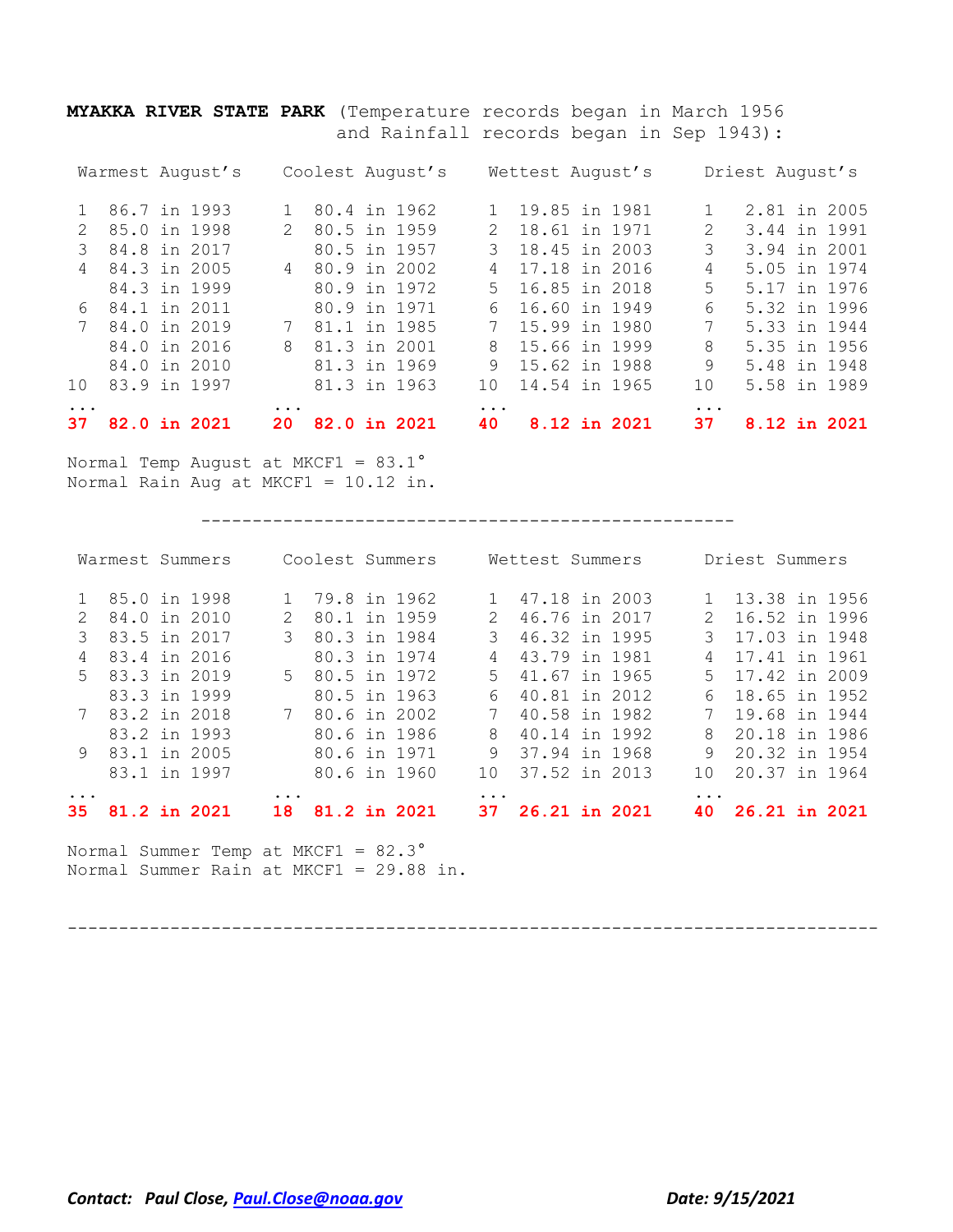**MYAKKA RIVER STATE PARK** (Temperature records began in March 1956 and Rainfall records began in Sep 1943):

| Warmest August's | | Coolest August's | | Wettest August's | | Driest August's | |
|---|---|---|---|---|---|---|---|
| 1 | 86.7 in 1993 | 1 | 80.4 in 1962 | 1 | 19.85 in 1981 | 1 | 2.81 in 2005 |
| 2 | 85.0 in 1998 | 2 | 80.5 in 1959 | 2 | 18.61 in 1971 | 2 | 3.44 in 1991 |
| 3 | 84.8 in 2017 | | 80.5 in 1957 | 3 | 18.45 in 2003 | 3 | 3.94 in 2001 |
| 4 | 84.3 in 2005 | 4 | 80.9 in 2002 | 4 | 17.18 in 2016 | 4 | 5.05 in 1974 |
| | 84.3 in 1999 | | 80.9 in 1972 | 5 | 16.85 in 2018 | 5 | 5.17 in 1976 |
| 6 | 84.1 in 2011 | | 80.9 in 1971 | 6 | 16.60 in 1949 | 6 | 5.32 in 1996 |
| 7 | 84.0 in 2019 | 7 | 81.1 in 1985 | 7 | 15.99 in 1980 | 7 | 5.33 in 1944 |
| | 84.0 in 2016 | 8 | 81.3 in 2001 | 8 | 15.66 in 1999 | 8 | 5.35 in 1956 |
| | 84.0 in 2010 | | 81.3 in 1969 | 9 | 15.62 in 1988 | 9 | 5.48 in 1948 |
| 10 | 83.9 in 1997 | | 81.3 in 1963 | 10 | 14.54 in 1965 | 10 | 5.58 in 1989 |
| ... | | ... | | ... | | ... | |
| **37** | **82.0 in 2021** | **20** | **82.0 in 2021** | **40** | **8.12 in 2021** | **37** | **8.12 in 2021** |

Normal Temp August at MKCF1 = 83.1°
Normal Rain Aug at MKCF1 = 10.12 in.

---

| Warmest Summers | | Coolest Summers | | Wettest Summers | | Driest Summers | |
|---|---|---|---|---|---|---|---|
| 1 | 85.0 in 1998 | 1 | 79.8 in 1962 | 1 | 47.18 in 2003 | 1 | 13.38 in 1956 |
| 2 | 84.0 in 2010 | 2 | 80.1 in 1959 | 2 | 46.76 in 2017 | 2 | 16.52 in 1996 |
| 3 | 83.5 in 2017 | 3 | 80.3 in 1984 | 3 | 46.32 in 1995 | 3 | 17.03 in 1948 |
| 4 | 83.4 in 2016 | | 80.3 in 1974 | 4 | 43.79 in 1981 | 4 | 17.41 in 1961 |
| 5 | 83.3 in 2019 | 5 | 80.5 in 1972 | 5 | 41.67 in 1965 | 5 | 17.42 in 2009 |
| | 83.3 in 1999 | | 80.5 in 1963 | 6 | 40.81 in 2012 | 6 | 18.65 in 1952 |
| 7 | 83.2 in 2018 | 7 | 80.6 in 2002 | 7 | 40.58 in 1982 | 7 | 19.68 in 1944 |
| | 83.2 in 1993 | | 80.6 in 1986 | 8 | 40.14 in 1992 | 8 | 20.18 in 1986 |
| 9 | 83.1 in 2005 | | 80.6 in 1971 | 9 | 37.94 in 1968 | 9 | 20.32 in 1954 |
| | 83.1 in 1997 | | 80.6 in 1960 | 10 | 37.52 in 2013 | 10 | 20.37 in 1964 |
| ... | | ... | | ... | | ... | |
| **35** | **81.2 in 2021** | **18** | **81.2 in 2021** | **37** | **26.21 in 2021** | **40** | **26.21 in 2021** |

Normal Summer Temp at MKCF1 = 82.3°
Normal Summer Rain at MKCF1 = 29.88 in.

---

***Contact: Paul Close, [Paul.Close@noaa.gov](mailto:Paul.Close@noaa.gov)*** ***Date: 9/15/2021***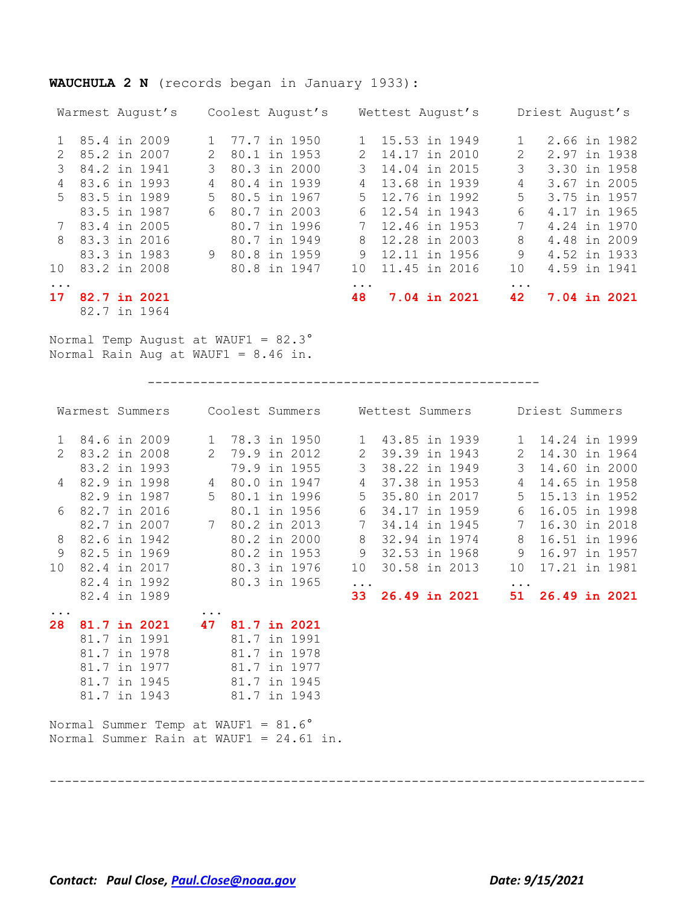**WAUCHULA 2 N** (records began in January 1933):

| Rank | Warmest August's | Rank | Coolest August's | Rank | Wettest August's | Rank | Driest August's |
|---|---|---|---|---|---|---|---|
| 1 | 85.4 in 2009 | 1 | 77.7 in 1950 | 1 | 15.53 in 1949 | 1 | 2.66 in 1982 |
| 2 | 85.2 in 2007 | 2 | 80.1 in 1953 | 2 | 14.17 in 2010 | 2 | 2.97 in 1938 |
| 3 | 84.2 in 1941 | 3 | 80.3 in 2000 | 3 | 14.04 in 2015 | 3 | 3.30 in 1958 |
| 4 | 83.6 in 1993 | 4 | 80.4 in 1939 | 4 | 13.68 in 1939 | 4 | 3.67 in 2005 |
| 5 | 83.5 in 1989 | 5 | 80.5 in 1967 | 5 | 12.76 in 1992 | 5 | 3.75 in 1957 |
| | 83.5 in 1987 | 6 | 80.7 in 2003 | 6 | 12.54 in 1943 | 6 | 4.17 in 1965 |
| 7 | 83.4 in 2005 | | 80.7 in 1996 | 7 | 12.46 in 1953 | 7 | 4.24 in 1970 |
| 8 | 83.3 in 2016 | | 80.7 in 1949 | 8 | 12.28 in 2003 | 8 | 4.48 in 2009 |
| | 83.3 in 1983 | 9 | 80.8 in 1959 | 9 | 12.11 in 1956 | 9 | 4.52 in 1933 |
| 10 | 83.2 in 2008 | | 80.8 in 1947 | 10 | 11.45 in 2016 | 10 | 4.59 in 1941 |
| ... | | | | ... | | ... | |
| **17** | **82.7 in 2021** | | | **48** | **7.04 in 2021** | **42** | **7.04 in 2021** |
| | 82.7 in 1964 | | | | | | |

Normal Temp August at WAUF1 = 82.3°
Normal Rain Aug at WAUF1 = 8.46 in.

---

| Rank | Warmest Summers | Rank | Coolest Summers | Rank | Wettest Summers | Rank | Driest Summers |
|---|---|---|---|---|---|---|---|
| 1 | 84.6 in 2009 | 1 | 78.3 in 1950 | 1 | 43.85 in 1939 | 1 | 14.24 in 1999 |
| 2 | 83.2 in 2008 | 2 | 79.9 in 2012 | 2 | 39.39 in 1943 | 2 | 14.30 in 1964 |
| | 83.2 in 1993 | | 79.9 in 1955 | 3 | 38.22 in 1949 | 3 | 14.60 in 2000 |
| 4 | 82.9 in 1998 | 4 | 80.0 in 1947 | 4 | 37.38 in 1953 | 4 | 14.65 in 1958 |
| | 82.9 in 1987 | 5 | 80.1 in 1996 | 5 | 35.80 in 2017 | 5 | 15.13 in 1952 |
| 6 | 82.7 in 2016 | | 80.1 in 1956 | 6 | 34.17 in 1959 | 6 | 16.05 in 1998 |
| | 82.7 in 2007 | 7 | 80.2 in 2013 | 7 | 34.14 in 1945 | 7 | 16.30 in 2018 |
| 8 | 82.6 in 1942 | | 80.2 in 2000 | 8 | 32.94 in 1974 | 8 | 16.51 in 1996 |
| 9 | 82.5 in 1969 | | 80.2 in 1953 | 9 | 32.53 in 1968 | 9 | 16.97 in 1957 |
| 10 | 82.4 in 2017 | | 80.3 in 1976 | 10 | 30.58 in 2013 | 10 | 17.21 in 1981 |
| | 82.4 in 1992 | | 80.3 in 1965 | ... | | ... | |
| | 82.4 in 1989 | | | **33** | **26.49 in 2021** | **51** | **26.49 in 2021** |
| ... | | ... | | | | | |
| **28** | **81.7 in 2021** | **47** | **81.7 in 2021** | | | | |
| | 81.7 in 1991 | | 81.7 in 1991 | | | | |
| | 81.7 in 1978 | | 81.7 in 1978 | | | | |
| | 81.7 in 1977 | | 81.7 in 1977 | | | | |
| | 81.7 in 1945 | | 81.7 in 1945 | | | | |
| | 81.7 in 1943 | | 81.7 in 1943 | | | | |

Normal Summer Temp at WAUF1 = 81.6°
Normal Summer Rain at WAUF1 = 24.61 in.

---

***Contact: Paul Close, [Paul.Close@noaa.gov](mailto:Paul.Close@noaa.gov)*** ***Date: 9/15/2021***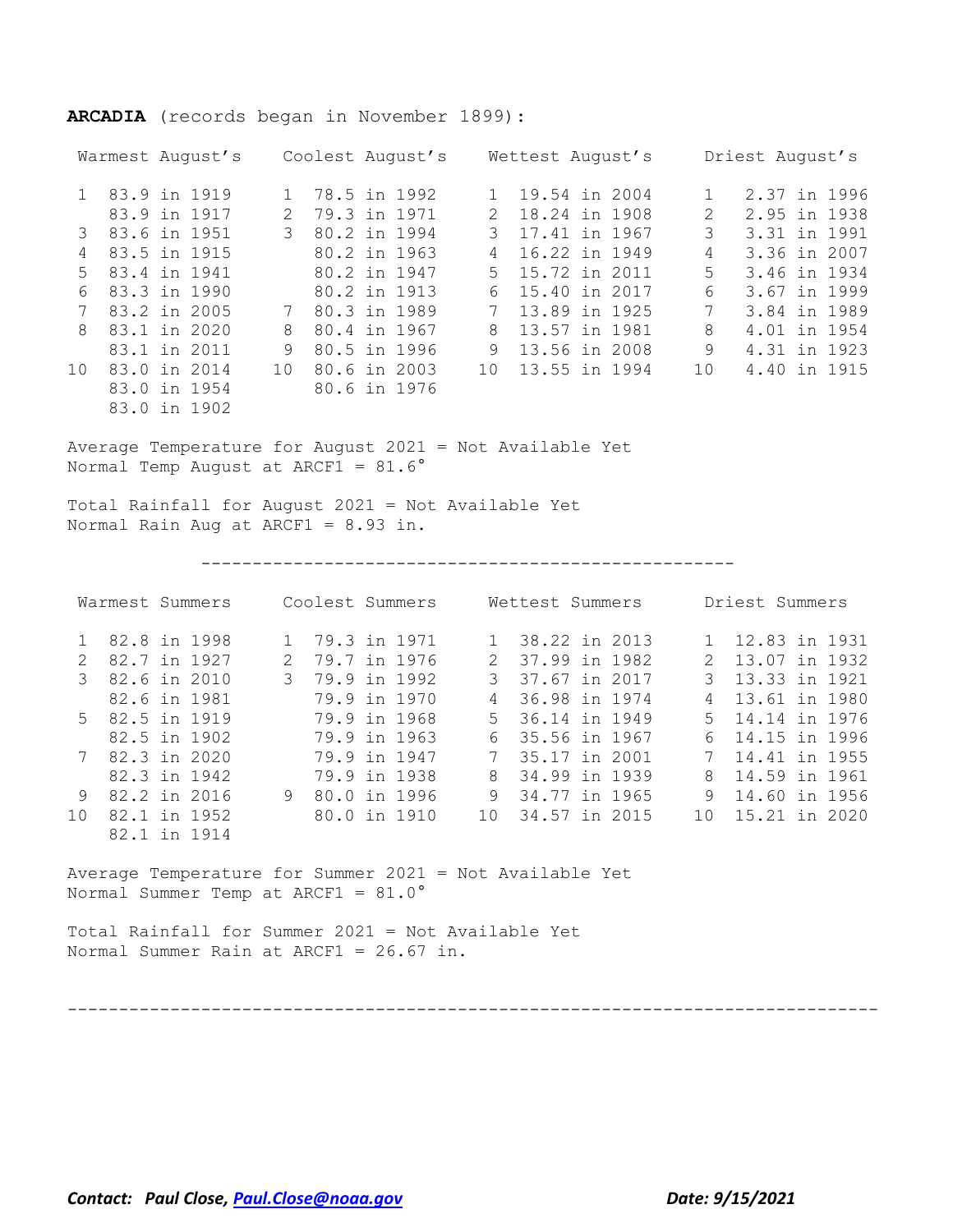**ARCADIA** (records began in November 1899):

| Warmest August's | | Coolest August's | | Wettest August's | | Driest August's | |
|---|---|---|---|---|---|---|---|
| 1 | 83.9 in 1919 | 1 | 78.5 in 1992 | 1 | 19.54 in 2004 | 1 | 2.37 in 1996 |
| | 83.9 in 1917 | 2 | 79.3 in 1971 | 2 | 18.24 in 1908 | 2 | 2.95 in 1938 |
| 3 | 83.6 in 1951 | 3 | 80.2 in 1994 | 3 | 17.41 in 1967 | 3 | 3.31 in 1991 |
| 4 | 83.5 in 1915 | | 80.2 in 1963 | 4 | 16.22 in 1949 | 4 | 3.36 in 2007 |
| 5 | 83.4 in 1941 | | 80.2 in 1947 | 5 | 15.72 in 2011 | 5 | 3.46 in 1934 |
| 6 | 83.3 in 1990 | | 80.2 in 1913 | 6 | 15.40 in 2017 | 6 | 3.67 in 1999 |
| 7 | 83.2 in 2005 | 7 | 80.3 in 1989 | 7 | 13.89 in 1925 | 7 | 3.84 in 1989 |
| 8 | 83.1 in 2020 | 8 | 80.4 in 1967 | 8 | 13.57 in 1981 | 8 | 4.01 in 1954 |
| | 83.1 in 2011 | 9 | 80.5 in 1996 | 9 | 13.56 in 2008 | 9 | 4.31 in 1923 |
| 10 | 83.0 in 2014 | 10 | 80.6 in 2003 | 10 | 13.55 in 1994 | 10 | 4.40 in 1915 |
| | 83.0 in 1954 | | 80.6 in 1976 | | | | |
| | 83.0 in 1902 | | | | | | |

Average Temperature for August 2021 = Not Available Yet
Normal Temp August at ARCF1 = 81.6°

Total Rainfall for August 2021 = Not Available Yet
Normal Rain Aug at ARCF1 = 8.93 in.

---

| Warmest Summers | | Coolest Summers | | Wettest Summers | | Driest Summers | |
|---|---|---|---|---|---|---|---|
| 1 | 82.8 in 1998 | 1 | 79.3 in 1971 | 1 | 38.22 in 2013 | 1 | 12.83 in 1931 |
| 2 | 82.7 in 1927 | 2 | 79.7 in 1976 | 2 | 37.99 in 1982 | 2 | 13.07 in 1932 |
| 3 | 82.6 in 2010 | 3 | 79.9 in 1992 | 3 | 37.67 in 2017 | 3 | 13.33 in 1921 |
| | 82.6 in 1981 | | 79.9 in 1970 | 4 | 36.98 in 1974 | 4 | 13.61 in 1980 |
| 5 | 82.5 in 1919 | | 79.9 in 1968 | 5 | 36.14 in 1949 | 5 | 14.14 in 1976 |
| | 82.5 in 1902 | | 79.9 in 1963 | 6 | 35.56 in 1967 | 6 | 14.15 in 1996 |
| 7 | 82.3 in 2020 | | 79.9 in 1947 | 7 | 35.17 in 2001 | 7 | 14.41 in 1955 |
| | 82.3 in 1942 | | 79.9 in 1938 | 8 | 34.99 in 1939 | 8 | 14.59 in 1961 |
| 9 | 82.2 in 2016 | 9 | 80.0 in 1996 | 9 | 34.77 in 1965 | 9 | 14.60 in 1956 |
| 10 | 82.1 in 1952 | | 80.0 in 1910 | 10 | 34.57 in 2015 | 10 | 15.21 in 2020 |
| | 82.1 in 1914 | | | | | | |

Average Temperature for Summer 2021 = Not Available Yet
Normal Summer Temp at ARCF1 = 81.0°

Total Rainfall for Summer 2021 = Not Available Yet
Normal Summer Rain at ARCF1 = 26.67 in.

---

***Contact: Paul Close, [Paul.Close@noaa.gov](mailto:Paul.Close@noaa.gov)*** ***Date: 9/15/2021***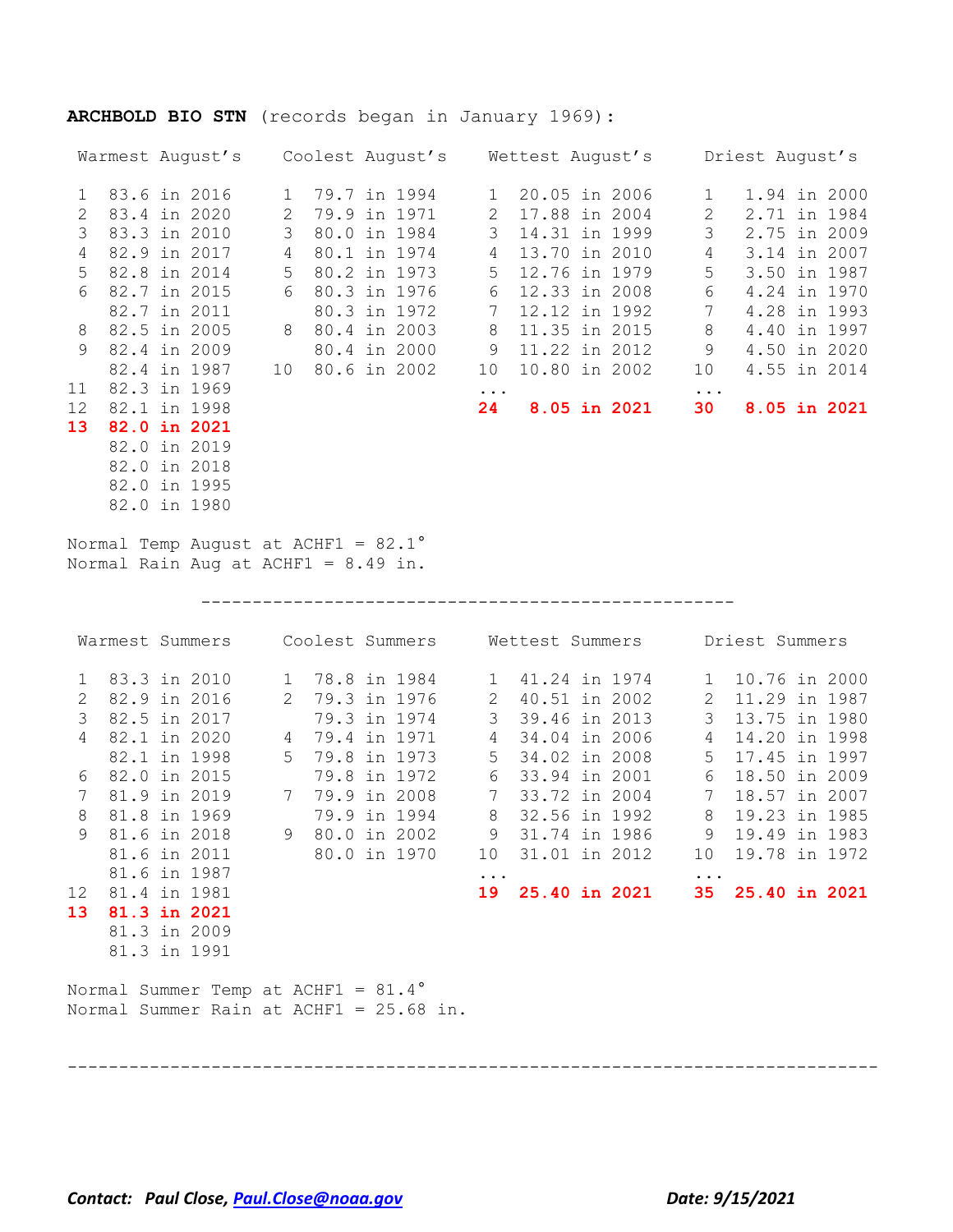**ARCHBOLD BIO STN** (records began in January 1969):

| Warmest August's | | Coolest August's | | Wettest August's | | Driest August's | |
|---|---|---|---|---|---|---|---|
| 1 | 83.6 in 2016 | 1 | 79.7 in 1994 | 1 | 20.05 in 2006 | 1 | 1.94 in 2000 |
| 2 | 83.4 in 2020 | 2 | 79.9 in 1971 | 2 | 17.88 in 2004 | 2 | 2.71 in 1984 |
| 3 | 83.3 in 2010 | 3 | 80.0 in 1984 | 3 | 14.31 in 1999 | 3 | 2.75 in 2009 |
| 4 | 82.9 in 2017 | 4 | 80.1 in 1974 | 4 | 13.70 in 2010 | 4 | 3.14 in 2007 |
| 5 | 82.8 in 2014 | 5 | 80.2 in 1973 | 5 | 12.76 in 1979 | 5 | 3.50 in 1987 |
| 6 | 82.7 in 2015 | 6 | 80.3 in 1976 | 6 | 12.33 in 2008 | 6 | 4.24 in 1970 |
| | 82.7 in 2011 | | 80.3 in 1972 | 7 | 12.12 in 1992 | 7 | 4.28 in 1993 |
| 8 | 82.5 in 2005 | 8 | 80.4 in 2003 | 8 | 11.35 in 2015 | 8 | 4.40 in 1997 |
| 9 | 82.4 in 2009 | | 80.4 in 2000 | 9 | 11.22 in 2012 | 9 | 4.50 in 2020 |
| | 82.4 in 1987 | 10 | 80.6 in 2002 | 10 | 10.80 in 2002 | 10 | 4.55 in 2014 |
| 11 | 82.3 in 1969 | | | ... | | ... | |
| 12 | 82.1 in 1998 | | | **24** | **8.05 in 2021** | **30** | **8.05 in 2021** |
| **13** | **82.0 in 2021** | | | | | | |
| | 82.0 in 2019 | | | | | | |
| | 82.0 in 2018 | | | | | | |
| | 82.0 in 1995 | | | | | | |
| | 82.0 in 1980 | | | | | | |

Normal Temp August at ACHF1 = 82.1°
Normal Rain Aug at ACHF1 = 8.49 in.

---

| Warmest Summers | | Coolest Summers | | Wettest Summers | | Driest Summers | |
|---|---|---|---|---|---|---|---|
| 1 | 83.3 in 2010 | 1 | 78.8 in 1984 | 1 | 41.24 in 1974 | 1 | 10.76 in 2000 |
| 2 | 82.9 in 2016 | 2 | 79.3 in 1976 | 2 | 40.51 in 2002 | 2 | 11.29 in 1987 |
| 3 | 82.5 in 2017 | | 79.3 in 1974 | 3 | 39.46 in 2013 | 3 | 13.75 in 1980 |
| 4 | 82.1 in 2020 | 4 | 79.4 in 1971 | 4 | 34.04 in 2006 | 4 | 14.20 in 1998 |
| | 82.1 in 1998 | 5 | 79.8 in 1973 | 5 | 34.02 in 2008 | 5 | 17.45 in 1997 |
| 6 | 82.0 in 2015 | | 79.8 in 1972 | 6 | 33.94 in 2001 | 6 | 18.50 in 2009 |
| 7 | 81.9 in 2019 | 7 | 79.9 in 2008 | 7 | 33.72 in 2004 | 7 | 18.57 in 2007 |
| 8 | 81.8 in 1969 | | 79.9 in 1994 | 8 | 32.56 in 1992 | 8 | 19.23 in 1985 |
| 9 | 81.6 in 2018 | 9 | 80.0 in 2002 | 9 | 31.74 in 1986 | 9 | 19.49 in 1983 |
| | 81.6 in 2011 | | 80.0 in 1970 | 10 | 31.01 in 2012 | 10 | 19.78 in 1972 |
| | 81.6 in 1987 | | | ... | | ... | |
| 12 | 81.4 in 1981 | | | **19** | **25.40 in 2021** | **35** | **25.40 in 2021** |
| **13** | **81.3 in 2021** | | | | | | |
| | 81.3 in 2009 | | | | | | |
| | 81.3 in 1991 | | | | | | |

Normal Summer Temp at ACHF1 = 81.4°
Normal Summer Rain at ACHF1 = 25.68 in.

---

***Contact: Paul Close, [Paul.Close@noaa.gov](mailto:Paul.Close@noaa.gov)*** ***Date: 9/15/2021***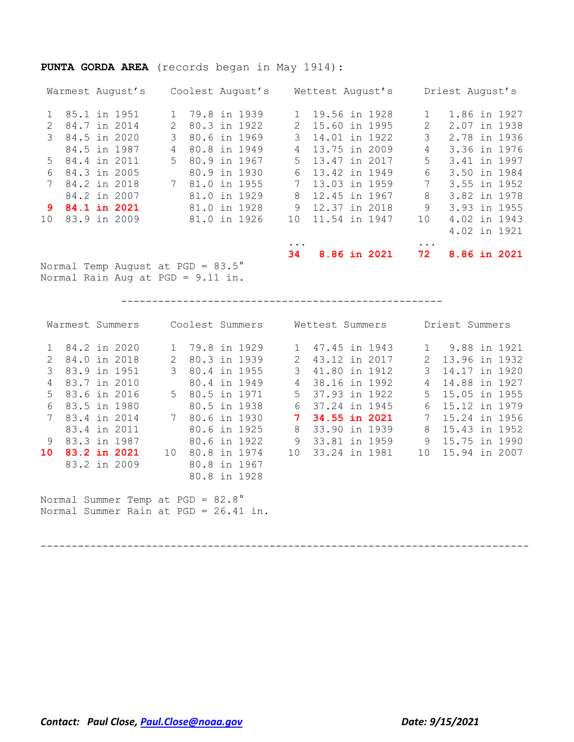**PUNTA GORDA AREA** (records began in May 1914):

| Warmest August's | | Coolest August's | | Wettest August's | | Driest August's | |
|---|---|---|---|---|---|---|---|
| 1 | 85.1 in 1951 | 1 | 79.8 in 1939 | 1 | 19.56 in 1928 | 1 | 1.86 in 1927 |
| 2 | 84.7 in 2014 | 2 | 80.3 in 1922 | 2 | 15.60 in 1995 | 2 | 2.07 in 1938 |
| 3 | 84.5 in 2020 | 3 | 80.6 in 1969 | 3 | 14.01 in 1922 | 3 | 2.78 in 1936 |
| | 84.5 in 1987 | 4 | 80.8 in 1949 | 4 | 13.75 in 2009 | 4 | 3.36 in 1976 |
| 5 | 84.4 in 2011 | 5 | 80.9 in 1967 | 5 | 13.47 in 2017 | 5 | 3.41 in 1997 |
| 6 | 84.3 in 2005 | | 80.9 in 1930 | 6 | 13.42 in 1949 | 6 | 3.50 in 1984 |
| 7 | 84.2 in 2018 | 7 | 81.0 in 1955 | 7 | 13.03 in 1959 | 7 | 3.55 in 1952 |
| | 84.2 in 2007 | | 81.0 in 1929 | 8 | 12.45 in 1967 | 8 | 3.82 in 1978 |
| **9** | **84.1 in 2021** | | 81.0 in 1928 | 9 | 12.37 in 2018 | 9 | 3.93 in 1955 |
| 10 | 83.9 in 2009 | | 81.0 in 1926 | 10 | 11.54 in 1947 | 10 | 4.02 in 1943 |
| | | | | | | | 4.02 in 1921 |
| | | | | ... | | ... | |
| | | | | **34** | **8.86 in 2021** | **72** | **8.86 in 2021** |

Normal Temp August at PGD = 83.5°
Normal Rain Aug at PGD = 9.11 in.

---

| Warmest Summers | | Coolest Summers | | Wettest Summers | | Driest Summers | |
|---|---|---|---|---|---|---|---|
| 1 | 84.2 in 2020 | 1 | 79.8 in 1929 | 1 | 47.45 in 1943 | 1 | 9.88 in 1921 |
| 2 | 84.0 in 2018 | 2 | 80.3 in 1939 | 2 | 43.12 in 2017 | 2 | 13.96 in 1932 |
| 3 | 83.9 in 1951 | 3 | 80.4 in 1955 | 3 | 41.80 in 1912 | 3 | 14.17 in 1920 |
| 4 | 83.7 in 2010 | | 80.4 in 1949 | 4 | 38.16 in 1992 | 4 | 14.88 in 1927 |
| 5 | 83.6 in 2016 | 5 | 80.5 in 1971 | 5 | 37.93 in 1922 | 5 | 15.05 in 1955 |
| 6 | 83.5 in 1980 | | 80.5 in 1938 | 6 | 37.24 in 1945 | 6 | 15.12 in 1979 |
| 7 | 83.4 in 2014 | 7 | 80.6 in 1930 | **7** | **34.55 in 2021** | 7 | 15.24 in 1956 |
| | 83.4 in 2011 | | 80.6 in 1925 | 8 | 33.90 in 1939 | 8 | 15.43 in 1952 |
| 9 | 83.3 in 1987 | | 80.6 in 1922 | 9 | 33.81 in 1959 | 9 | 15.75 in 1990 |
| **10** | **83.2 in 2021** | 10 | 80.8 in 1974 | 10 | 33.24 in 1981 | 10 | 15.94 in 2007 |
| | 83.2 in 2009 | | 80.8 in 1967 | | | | |
| | | | 80.8 in 1928 | | | | |

Normal Summer Temp at PGD = 82.8°
Normal Summer Rain at PGD = 26.41 in.

---

***Contact: Paul Close, [Paul.Close@noaa.gov](mailto:Paul.Close@noaa.gov)*** ***Date: 9/15/2021***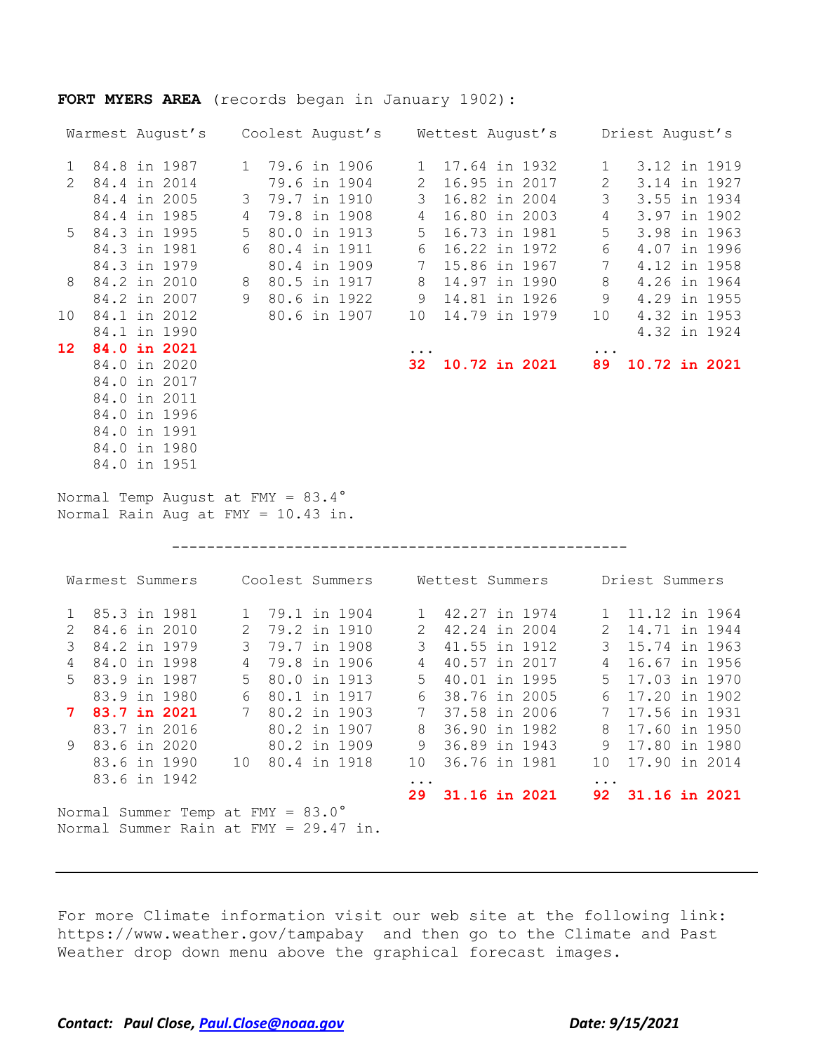**FORT MYERS AREA** (records began in January 1902):

| Warmest August's | | Coolest August's | | Wettest August's | | Driest August's | |
|---|---|---|---|---|---|---|---|
| 1 | 84.8 in 1987 | 1 | 79.6 in 1906 | 1 | 17.64 in 1932 | 1 | 3.12 in 1919 |
| 2 | 84.4 in 2014 | | 79.6 in 1904 | 2 | 16.95 in 2017 | 2 | 3.14 in 1927 |
| | 84.4 in 2005 | 3 | 79.7 in 1910 | 3 | 16.82 in 2004 | 3 | 3.55 in 1934 |
| | 84.4 in 1985 | 4 | 79.8 in 1908 | 4 | 16.80 in 2003 | 4 | 3.97 in 1902 |
| 5 | 84.3 in 1995 | 5 | 80.0 in 1913 | 5 | 16.73 in 1981 | 5 | 3.98 in 1963 |
| | 84.3 in 1981 | 6 | 80.4 in 1911 | 6 | 16.22 in 1972 | 6 | 4.07 in 1996 |
| | 84.3 in 1979 | | 80.4 in 1909 | 7 | 15.86 in 1967 | 7 | 4.12 in 1958 |
| 8 | 84.2 in 2010 | 8 | 80.5 in 1917 | 8 | 14.97 in 1990 | 8 | 4.26 in 1964 |
| | 84.2 in 2007 | 9 | 80.6 in 1922 | 9 | 14.81 in 1926 | 9 | 4.29 in 1955 |
| 10 | 84.1 in 2012 | | 80.6 in 1907 | 10 | 14.79 in 1979 | 10 | 4.32 in 1953 |
| | 84.1 in 1990 | | | | | | 4.32 in 1924 |
| **12** | **84.0 in 2021** | | | ... | | ... | |
| | 84.0 in 2020 | | | **32** | **10.72 in 2021** | **89** | **10.72 in 2021** |
| | 84.0 in 2017 | | | | | | |
| | 84.0 in 2011 | | | | | | |
| | 84.0 in 1996 | | | | | | |
| | 84.0 in 1991 | | | | | | |
| | 84.0 in 1980 | | | | | | |
| | 84.0 in 1951 | | | | | | |

Normal Temp August at FMY = 83.4°
Normal Rain Aug at FMY = 10.43 in.

---

| Warmest Summers | | Coolest Summers | | Wettest Summers | | Driest Summers | |
|---|---|---|---|---|---|---|---|
| 1 | 85.3 in 1981 | 1 | 79.1 in 1904 | 1 | 42.27 in 1974 | 1 | 11.12 in 1964 |
| 2 | 84.6 in 2010 | 2 | 79.2 in 1910 | 2 | 42.24 in 2004 | 2 | 14.71 in 1944 |
| 3 | 84.2 in 1979 | 3 | 79.7 in 1908 | 3 | 41.55 in 1912 | 3 | 15.74 in 1963 |
| 4 | 84.0 in 1998 | 4 | 79.8 in 1906 | 4 | 40.57 in 2017 | 4 | 16.67 in 1956 |
| 5 | 83.9 in 1987 | 5 | 80.0 in 1913 | 5 | 40.01 in 1995 | 5 | 17.03 in 1970 |
| | 83.9 in 1980 | 6 | 80.1 in 1917 | 6 | 38.76 in 2005 | 6 | 17.20 in 1902 |
| **7** | **83.7 in 2021** | 7 | 80.2 in 1903 | 7 | 37.58 in 2006 | 7 | 17.56 in 1931 |
| | 83.7 in 2016 | | 80.2 in 1907 | 8 | 36.90 in 1982 | 8 | 17.60 in 1950 |
| 9 | 83.6 in 2020 | | 80.2 in 1909 | 9 | 36.89 in 1943 | 9 | 17.80 in 1980 |
| | 83.6 in 1990 | 10 | 80.4 in 1918 | 10 | 36.76 in 1981 | 10 | 17.90 in 2014 |
| | 83.6 in 1942 | | | ... | | ... | |
| | | | | **29** | **31.16 in 2021** | **92** | **31.16 in 2021** |

Normal Summer Temp at FMY = 83.0°
Normal Summer Rain at FMY = 29.47 in.

---

For more Climate information visit our web site at the following link: https://www.weather.gov/tampabay and then go to the Climate and Past Weather drop down menu above the graphical forecast images.

***Contact: Paul Close, Paul.Close@noaa.gov*** ***Date: 9/15/2021***